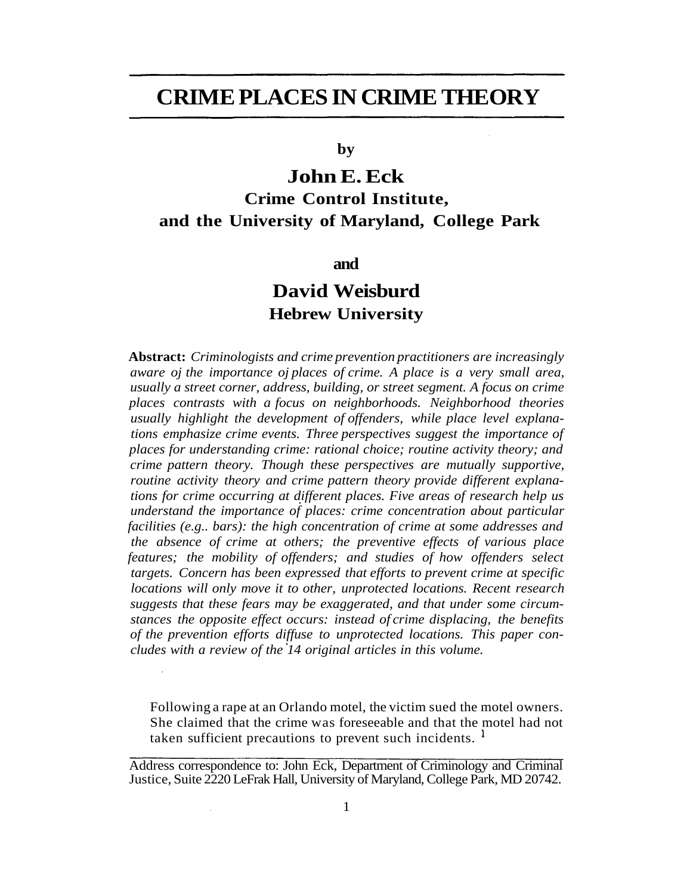# CRIME PLACES IN CRIME THEORY

**by**

## John E. Eck

**Crime Control Institute, and the University of Maryland, College Park**

**and**

## David Weisburd

**Hebrew University**

**Abstract:** *Criminologists and crime prevention practitioners are increasingly aware oj the importance oj places of crime. A place is a very small area, usually a street corner, address, building, or street segment. A focus on crime places contrasts with a focus on neighborhoods. Neighborhood theories usually highlight the development of offenders, while place level explanations emphasize crime events. Three perspectives suggest the importance of places for understanding crime: rational choice; routine activity theory; and crime pattern theory. Though these perspectives are mutually supportive, routine activity theory and crime pattern theory provide different explanations for crime occurring at different places. Five areas of research help us understand the importance of places: crime concentration about particular facilities (e.g.. bars): the high concentration of crime at some addresses and the absence of crime at others; the preventive effects of various place features; the mobility of offenders; and studies of how offenders select targets. Concern has been expressed that efforts to prevent crime at specific locations will only move it to other, unprotected locations. Recent research suggests that these fears may be exaggerated, and that under some circumstances the opposite effect occurs: instead of crime displacing, the benefits of the prevention efforts diffuse to unprotected locations. This paper concludes with a review of the 14 original articles in this volume.*

> Following a rape at an Orlando motel, the victim sued the motel owners. She claimed that the crime was foreseeable and that the motel had not taken sufficient precautions to prevent such incidents. [1]

Address correspondence to: John Eck, Department of Criminology and Criminal Justice, Suite 2220 LeFrak Hall, University of Maryland, College Park, MD 20742.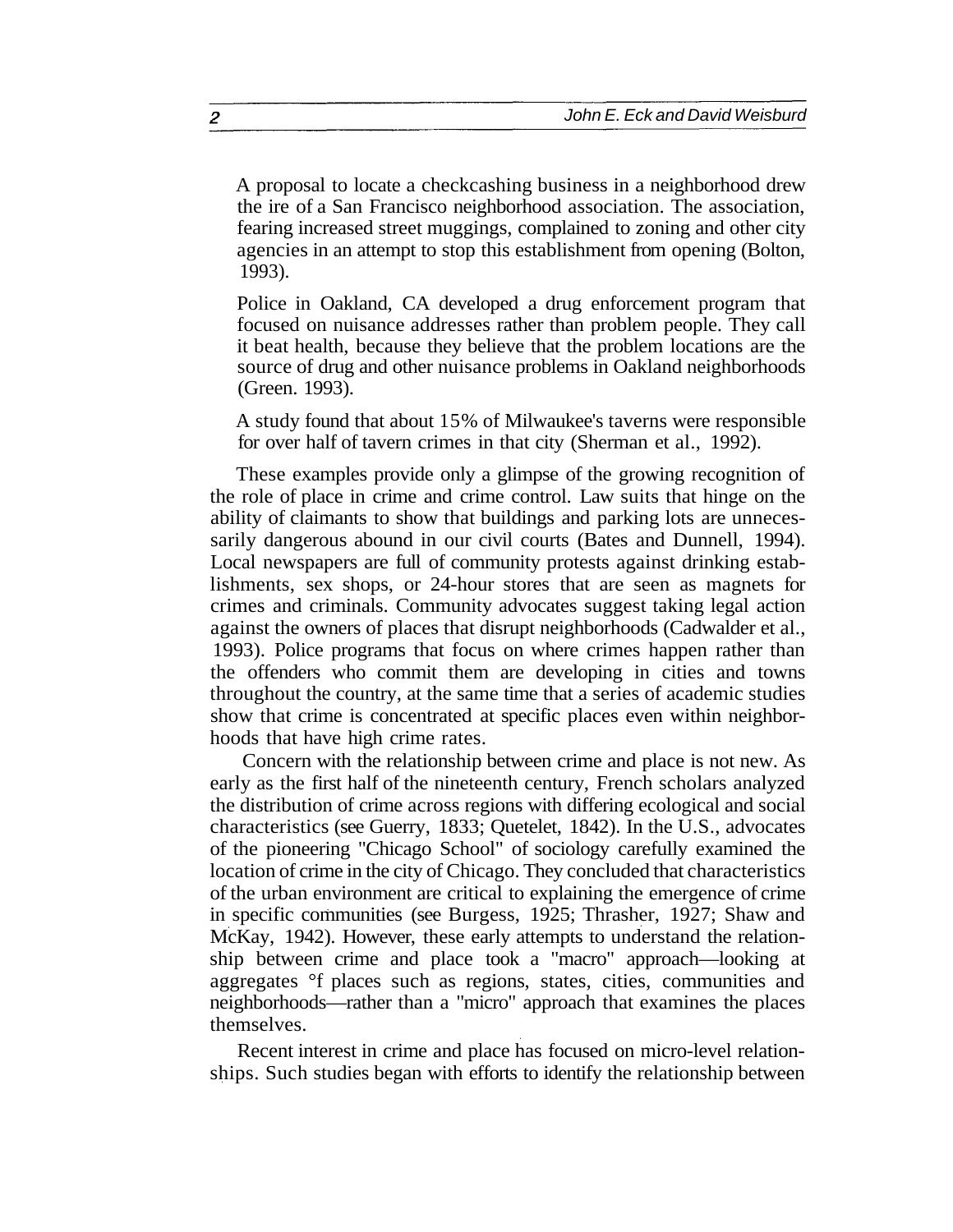A proposal to locate a checkcashing business in a neighborhood drew the ire of a San Francisco neighborhood association. The association, fearing increased street muggings, complained to zoning and other city agencies in an attempt to stop this establishment from opening (Bolton, 1993).

Police in Oakland, CA developed a drug enforcement program that focused on nuisance addresses rather than problem people. They call it beat health, because they believe that the problem locations are the source of drug and other nuisance problems in Oakland neighborhoods (Green. 1993).

A study found that about 15% of Milwaukee's taverns were responsible for over half of tavern crimes in that city (Sherman et al., 1992).

These examples provide only a glimpse of the growing recognition of the role of place in crime and crime control. Law suits that hinge on the ability of claimants to show that buildings and parking lots are unnecessarily dangerous abound in our civil courts (Bates and Dunnell, 1994). Local newspapers are full of community protests against drinking establishments, sex shops, or 24-hour stores that are seen as magnets for crimes and criminals. Community advocates suggest taking legal action against the owners of places that disrupt neighborhoods (Cadwalder et al., 1993). Police programs that focus on where crimes happen rather than the offenders who commit them are developing in cities and towns throughout the country, at the same time that a series of academic studies show that crime is concentrated at specific places even within neighborhoods that have high crime rates.

Concern with the relationship between crime and place is not new. As early as the first half of the nineteenth century, French scholars analyzed the distribution of crime across regions with differing ecological and social characteristics (see Guerry, 1833; Quetelet, 1842). In the U.S., advocates of the pioneering "Chicago School" of sociology carefully examined the location of crime in the city of Chicago. They concluded that characteristics of the urban environment are critical to explaining the emergence of crime in specific communities (see Burgess, 1925; Thrasher, 1927; Shaw and McKay, 1942). However, these early attempts to understand the relationship between crime and place took a "macro" approach—looking at aggregates of places such as regions, states, cities, communities and neighborhoods—rather than a "micro" approach that examines the places themselves.

Recent interest in crime and place has focused on micro-level relationships. Such studies began with efforts to identify the relationship between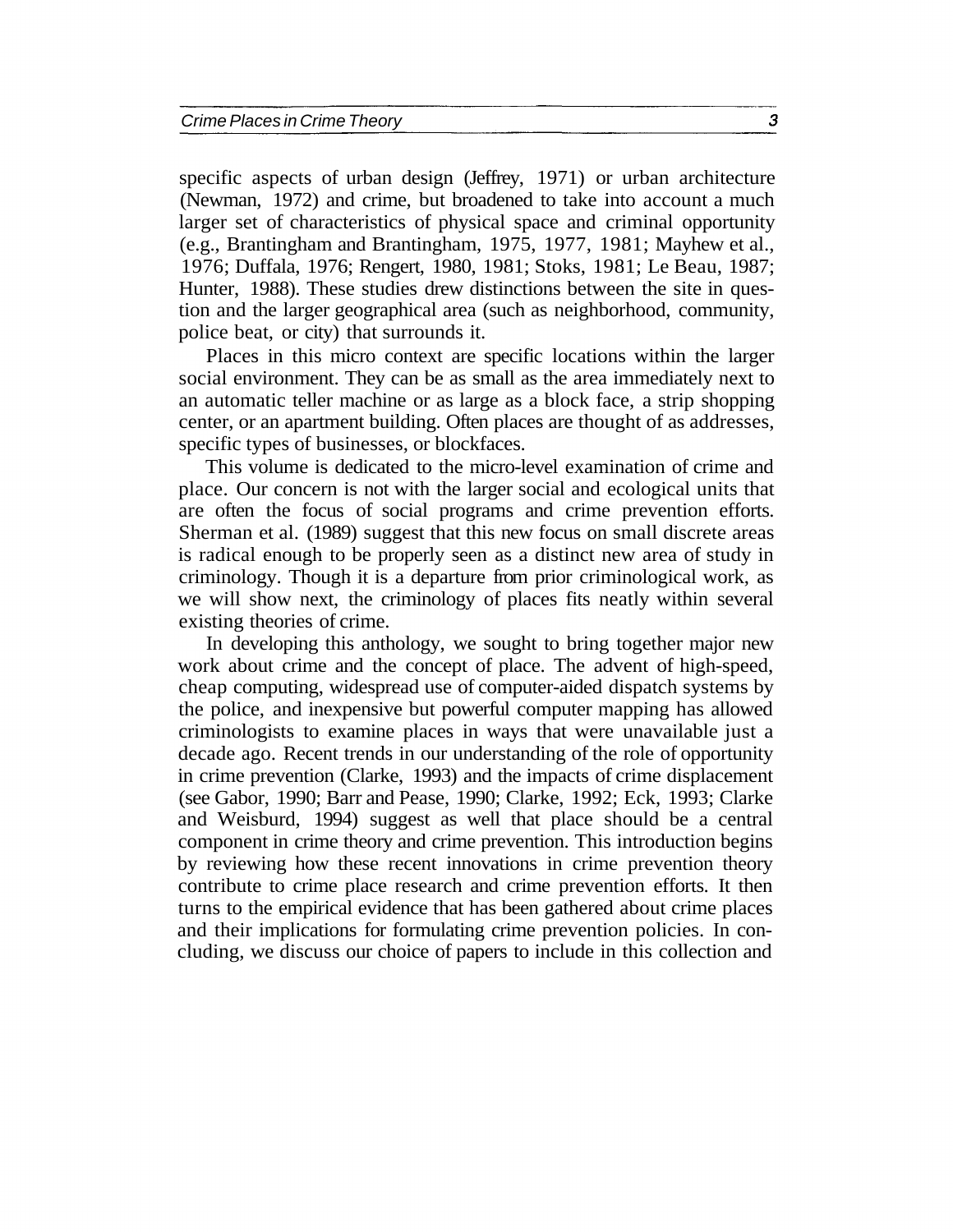specific aspects of urban design (Jeffrey, 1971) or urban architecture (Newman, 1972) and crime, but broadened to take into account a much larger set of characteristics of physical space and criminal opportunity (e.g., Brantingham and Brantingham, 1975, 1977, 1981; Mayhew et al., 1976; Duffala, 1976; Rengert, 1980, 1981; Stoks, 1981; Le Beau, 1987; Hunter, 1988). These studies drew distinctions between the site in question and the larger geographical area (such as neighborhood, community, police beat, or city) that surrounds it.

Places in this micro context are specific locations within the larger social environment. They can be as small as the area immediately next to an automatic teller machine or as large as a block face, a strip shopping center, or an apartment building. Often places are thought of as addresses, specific types of businesses, or blockfaces.

This volume is dedicated to the micro-level examination of crime and place. Our concern is not with the larger social and ecological units that are often the focus of social programs and crime prevention efforts. Sherman et al. (1989) suggest that this new focus on small discrete areas is radical enough to be properly seen as a distinct new area of study in criminology. Though it is a departure from prior criminological work, as we will show next, the criminology of places fits neatly within several existing theories of crime.

In developing this anthology, we sought to bring together major new work about crime and the concept of place. The advent of high-speed, cheap computing, widespread use of computer-aided dispatch systems by the police, and inexpensive but powerful computer mapping has allowed criminologists to examine places in ways that were unavailable just a decade ago. Recent trends in our understanding of the role of opportunity in crime prevention (Clarke, 1993) and the impacts of crime displacement (see Gabor, 1990; Barr and Pease, 1990; Clarke, 1992; Eck, 1993; Clarke and Weisburd, 1994) suggest as well that place should be a central component in crime theory and crime prevention. This introduction begins by reviewing how these recent innovations in crime prevention theory contribute to crime place research and crime prevention efforts. It then turns to the empirical evidence that has been gathered about crime places and their implications for formulating crime prevention policies. In concluding, we discuss our choice of papers to include in this collection and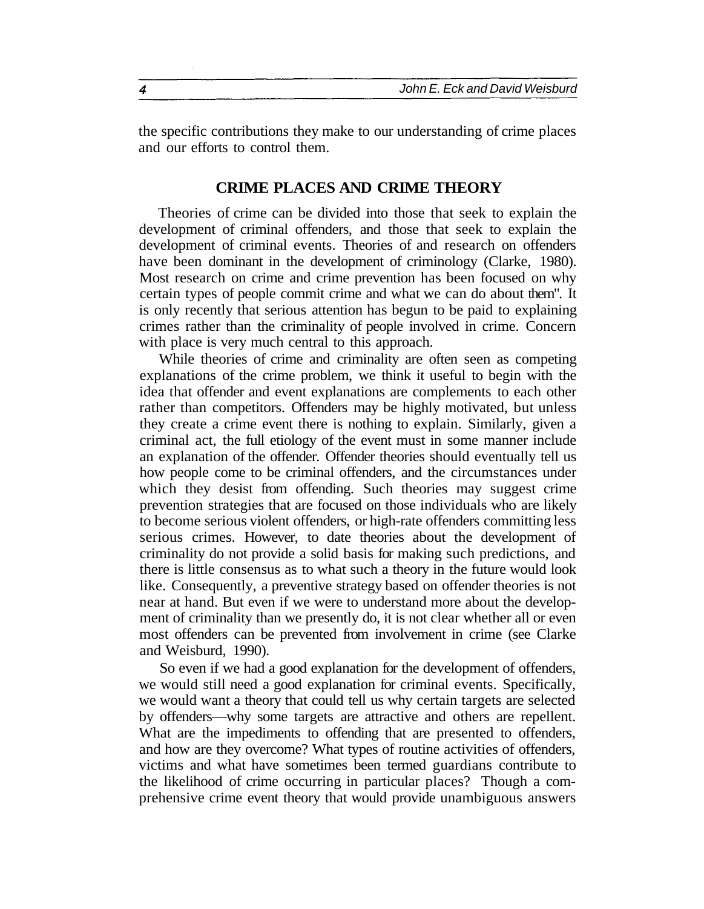the specific contributions they make to our understanding of crime places and our efforts to control them.

## CRIME PLACES AND CRIME THEORY

Theories of crime can be divided into those that seek to explain the development of criminal offenders, and those that seek to explain the development of criminal events. Theories of and research on offenders have been dominant in the development of criminology (Clarke, 1980). Most research on crime and crime prevention has been focused on why certain types of people commit crime and what we can do about them". It is only recently that serious attention has begun to be paid to explaining crimes rather than the criminality of people involved in crime. Concern with place is very much central to this approach.

While theories of crime and criminality are often seen as competing explanations of the crime problem, we think it useful to begin with the idea that offender and event explanations are complements to each other rather than competitors. Offenders may be highly motivated, but unless they create a crime event there is nothing to explain. Similarly, given a criminal act, the full etiology of the event must in some manner include an explanation of the offender. Offender theories should eventually tell us how people come to be criminal offenders, and the circumstances under which they desist from offending. Such theories may suggest crime prevention strategies that are focused on those individuals who are likely to become serious violent offenders, or high-rate offenders committing less serious crimes. However, to date theories about the development of criminality do not provide a solid basis for making such predictions, and there is little consensus as to what such a theory in the future would look like. Consequently, a preventive strategy based on offender theories is not near at hand. But even if we were to understand more about the development of criminality than we presently do, it is not clear whether all or even most offenders can be prevented from involvement in crime (see Clarke and Weisburd, 1990).

So even if we had a good explanation for the development of offenders, we would still need a good explanation for criminal events. Specifically, we would want a theory that could tell us why certain targets are selected by offenders—why some targets are attractive and others are repellent. What are the impediments to offending that are presented to offenders, and how are they overcome? What types of routine activities of offenders, victims and what have sometimes been termed guardians contribute to the likelihood of crime occurring in particular places? Though a comprehensive crime event theory that would provide unambiguous answers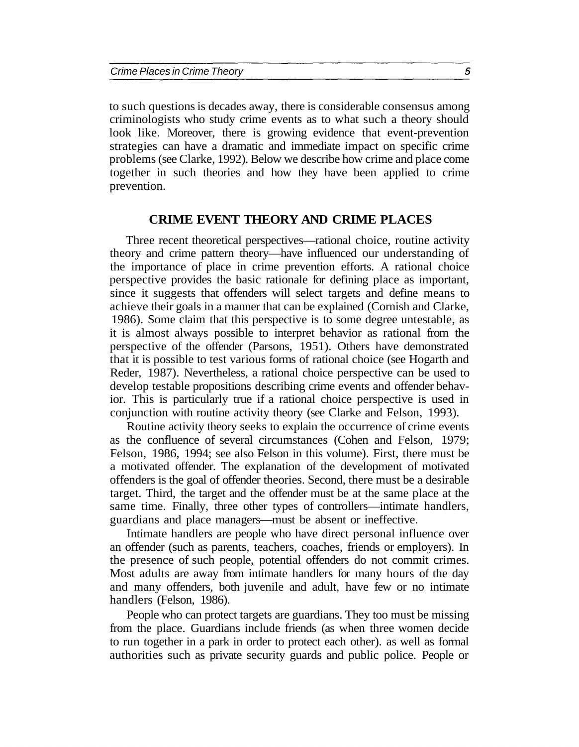to such questions is decades away, there is considerable consensus among criminologists who study crime events as to what such a theory should look like. Moreover, there is growing evidence that event-prevention strategies can have a dramatic and immediate impact on specific crime problems (see Clarke, 1992). Below we describe how crime and place come together in such theories and how they have been applied to crime prevention.

## CRIME EVENT THEORY AND CRIME PLACES

Three recent theoretical perspectives—rational choice, routine activity theory and crime pattern theory—have influenced our understanding of the importance of place in crime prevention efforts. A rational choice perspective provides the basic rationale for defining place as important, since it suggests that offenders will select targets and define means to achieve their goals in a manner that can be explained (Cornish and Clarke, 1986). Some claim that this perspective is to some degree untestable, as it is almost always possible to interpret behavior as rational from the perspective of the offender (Parsons, 1951). Others have demonstrated that it is possible to test various forms of rational choice (see Hogarth and Reder, 1987). Nevertheless, a rational choice perspective can be used to develop testable propositions describing crime events and offender behavior. This is particularly true if a rational choice perspective is used in conjunction with routine activity theory (see Clarke and Felson, 1993).

Routine activity theory seeks to explain the occurrence of crime events as the confluence of several circumstances (Cohen and Felson, 1979; Felson, 1986, 1994; see also Felson in this volume). First, there must be a motivated offender. The explanation of the development of motivated offenders is the goal of offender theories. Second, there must be a desirable target. Third, the target and the offender must be at the same place at the same time. Finally, three other types of controllers—intimate handlers, guardians and place managers—must be absent or ineffective.

Intimate handlers are people who have direct personal influence over an offender (such as parents, teachers, coaches, friends or employers). In the presence of such people, potential offenders do not commit crimes. Most adults are away from intimate handlers for many hours of the day and many offenders, both juvenile and adult, have few or no intimate handlers (Felson, 1986).

People who can protect targets are guardians. They too must be missing from the place. Guardians include friends (as when three women decide to run together in a park in order to protect each other). as well as formal authorities such as private security guards and public police. People or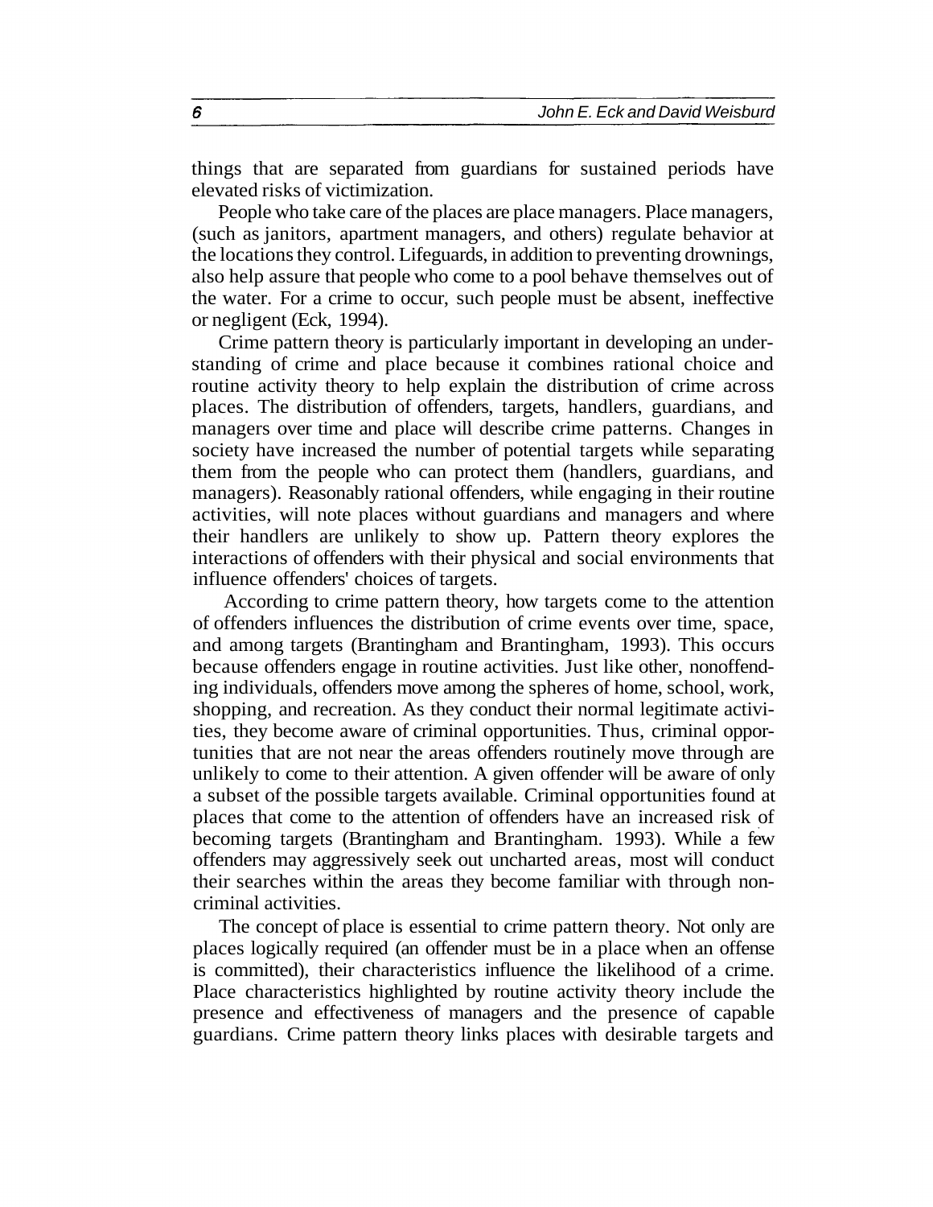things that are separated from guardians for sustained periods have elevated risks of victimization.

People who take care of the places are place managers. Place managers, (such as janitors, apartment managers, and others) regulate behavior at the locations they control. Lifeguards, in addition to preventing drownings, also help assure that people who come to a pool behave themselves out of the water. For a crime to occur, such people must be absent, ineffective or negligent (Eck, 1994).

Crime pattern theory is particularly important in developing an understanding of crime and place because it combines rational choice and routine activity theory to help explain the distribution of crime across places. The distribution of offenders, targets, handlers, guardians, and managers over time and place will describe crime patterns. Changes in society have increased the number of potential targets while separating them from the people who can protect them (handlers, guardians, and managers). Reasonably rational offenders, while engaging in their routine activities, will note places without guardians and managers and where their handlers are unlikely to show up. Pattern theory explores the interactions of offenders with their physical and social environments that influence offenders' choices of targets.

According to crime pattern theory, how targets come to the attention of offenders influences the distribution of crime events over time, space, and among targets (Brantingham and Brantingham, 1993). This occurs because offenders engage in routine activities. Just like other, nonoffending individuals, offenders move among the spheres of home, school, work, shopping, and recreation. As they conduct their normal legitimate activities, they become aware of criminal opportunities. Thus, criminal opportunities that are not near the areas offenders routinely move through are unlikely to come to their attention. A given offender will be aware of only a subset of the possible targets available. Criminal opportunities found at places that come to the attention of offenders have an increased risk of becoming targets (Brantingham and Brantingham. 1993). While a few offenders may aggressively seek out uncharted areas, most will conduct their searches within the areas they become familiar with through noncriminal activities.

The concept of place is essential to crime pattern theory. Not only are places logically required (an offender must be in a place when an offense is committed), their characteristics influence the likelihood of a crime. Place characteristics highlighted by routine activity theory include the presence and effectiveness of managers and the presence of capable guardians. Crime pattern theory links places with desirable targets and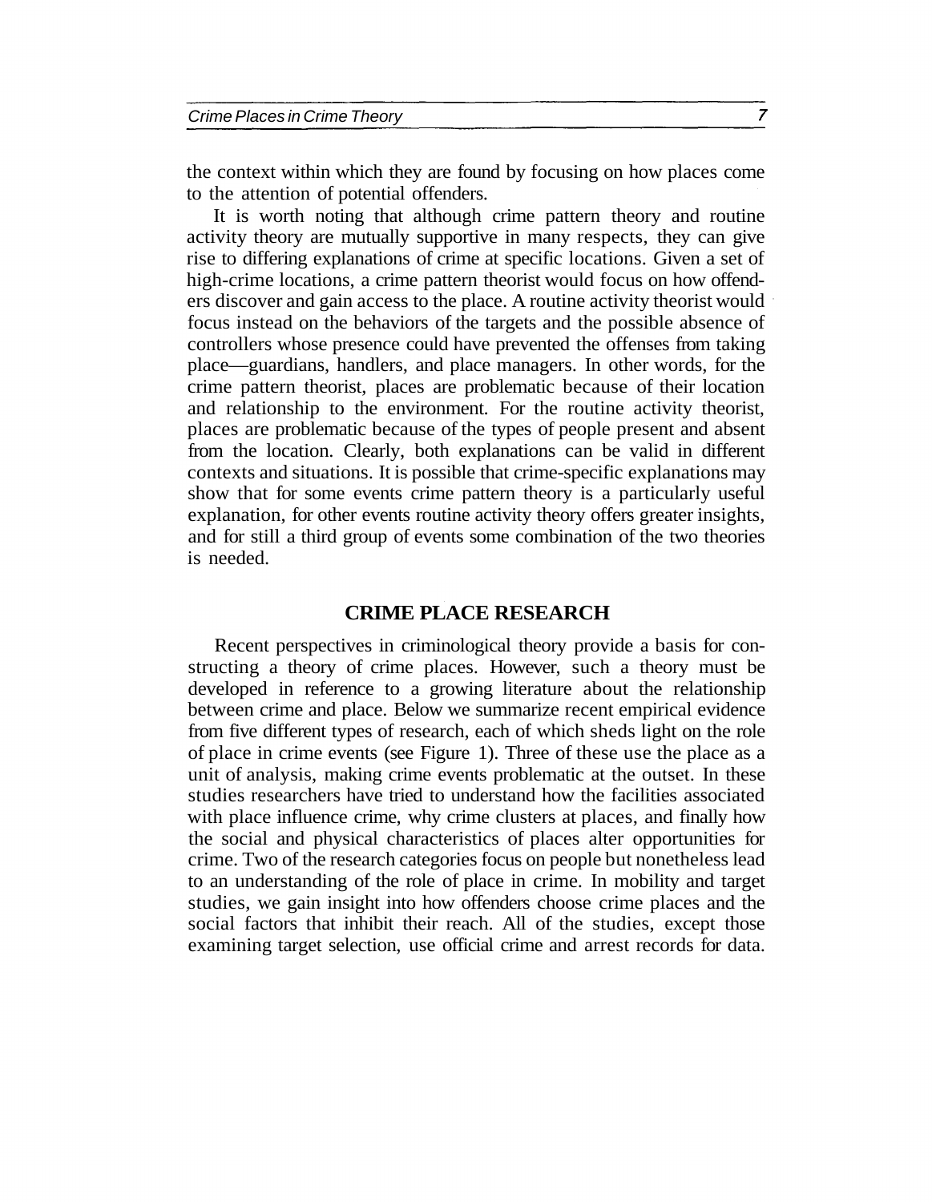the context within which they are found by focusing on how places come to the attention of potential offenders.

It is worth noting that although crime pattern theory and routine activity theory are mutually supportive in many respects, they can give rise to differing explanations of crime at specific locations. Given a set of high-crime locations, a crime pattern theorist would focus on how offenders discover and gain access to the place. A routine activity theorist would focus instead on the behaviors of the targets and the possible absence of controllers whose presence could have prevented the offenses from taking place—guardians, handlers, and place managers. In other words, for the crime pattern theorist, places are problematic because of their location and relationship to the environment. For the routine activity theorist, places are problematic because of the types of people present and absent from the location. Clearly, both explanations can be valid in different contexts and situations. It is possible that crime-specific explanations may show that for some events crime pattern theory is a particularly useful explanation, for other events routine activity theory offers greater insights, and for still a third group of events some combination of the two theories is needed.

## CRIME PLACE RESEARCH

Recent perspectives in criminological theory provide a basis for constructing a theory of crime places. However, such a theory must be developed in reference to a growing literature about the relationship between crime and place. Below we summarize recent empirical evidence from five different types of research, each of which sheds light on the role of place in crime events (see Figure 1). Three of these use the place as a unit of analysis, making crime events problematic at the outset. In these studies researchers have tried to understand how the facilities associated with place influence crime, why crime clusters at places, and finally how the social and physical characteristics of places alter opportunities for crime. Two of the research categories focus on people but nonetheless lead to an understanding of the role of place in crime. In mobility and target studies, we gain insight into how offenders choose crime places and the social factors that inhibit their reach. All of the studies, except those examining target selection, use official crime and arrest records for data.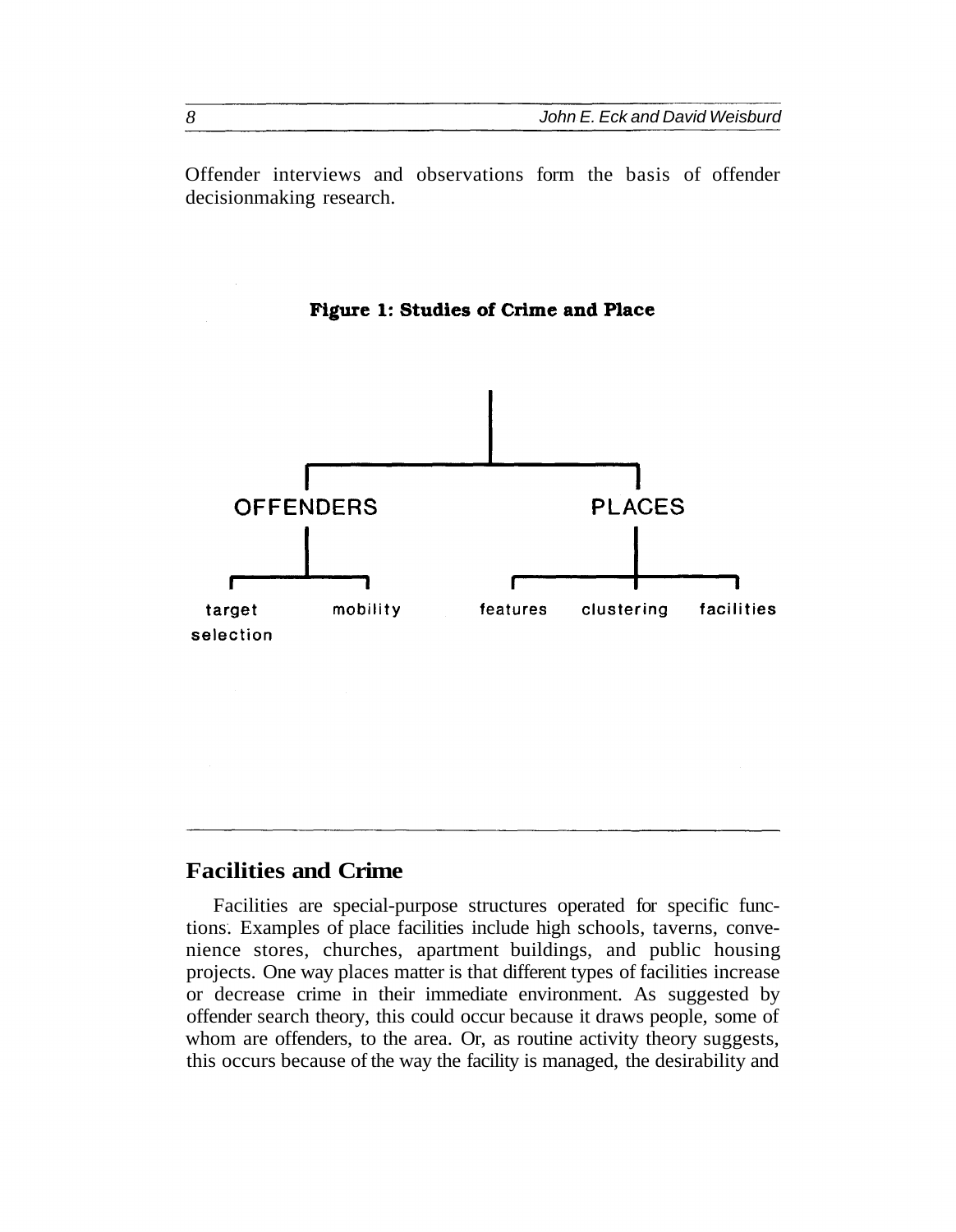Offender interviews and observations form the basis of offender decisionmaking research.

**Figure 1: Studies of Crime and Place**

- OFFENDERS
  - target selection
  - mobility
- PLACES
  - features
  - clustering
  - facilities

## Facilities and Crime

Facilities are special-purpose structures operated for specific functions. Examples of place facilities include high schools, taverns, convenience stores, churches, apartment buildings, and public housing projects. One way places matter is that different types of facilities increase or decrease crime in their immediate environment. As suggested by offender search theory, this could occur because it draws people, some of whom are offenders, to the area. Or, as routine activity theory suggests, this occurs because of the way the facility is managed, the desirability and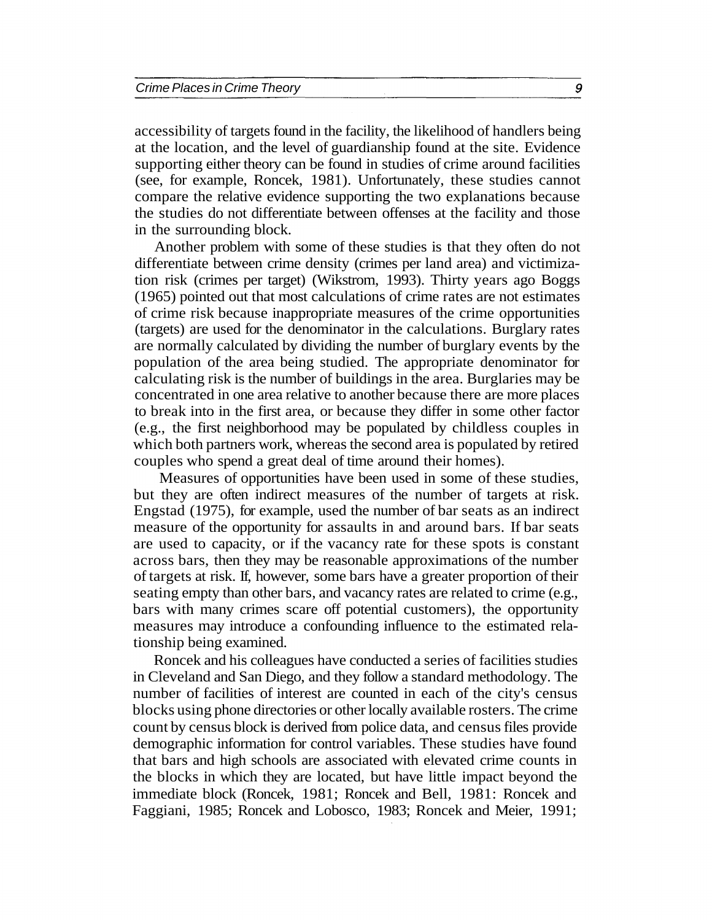accessibility of targets found in the facility, the likelihood of handlers being at the location, and the level of guardianship found at the site. Evidence supporting either theory can be found in studies of crime around facilities (see, for example, Roncek, 1981). Unfortunately, these studies cannot compare the relative evidence supporting the two explanations because the studies do not differentiate between offenses at the facility and those in the surrounding block.

Another problem with some of these studies is that they often do not differentiate between crime density (crimes per land area) and victimization risk (crimes per target) (Wikstrom, 1993). Thirty years ago Boggs (1965) pointed out that most calculations of crime rates are not estimates of crime risk because inappropriate measures of the crime opportunities (targets) are used for the denominator in the calculations. Burglary rates are normally calculated by dividing the number of burglary events by the population of the area being studied. The appropriate denominator for calculating risk is the number of buildings in the area. Burglaries may be concentrated in one area relative to another because there are more places to break into in the first area, or because they differ in some other factor (e.g., the first neighborhood may be populated by childless couples in which both partners work, whereas the second area is populated by retired couples who spend a great deal of time around their homes).

Measures of opportunities have been used in some of these studies, but they are often indirect measures of the number of targets at risk. Engstad (1975), for example, used the number of bar seats as an indirect measure of the opportunity for assaults in and around bars. If bar seats are used to capacity, or if the vacancy rate for these spots is constant across bars, then they may be reasonable approximations of the number of targets at risk. If, however, some bars have a greater proportion of their seating empty than other bars, and vacancy rates are related to crime (e.g., bars with many crimes scare off potential customers), the opportunity measures may introduce a confounding influence to the estimated relationship being examined.

Roncek and his colleagues have conducted a series of facilities studies in Cleveland and San Diego, and they follow a standard methodology. The number of facilities of interest are counted in each of the city's census blocks using phone directories or other locally available rosters. The crime count by census block is derived from police data, and census files provide demographic information for control variables. These studies have found that bars and high schools are associated with elevated crime counts in the blocks in which they are located, but have little impact beyond the immediate block (Roncek, 1981; Roncek and Bell, 1981: Roncek and Faggiani, 1985; Roncek and Lobosco, 1983; Roncek and Meier, 1991;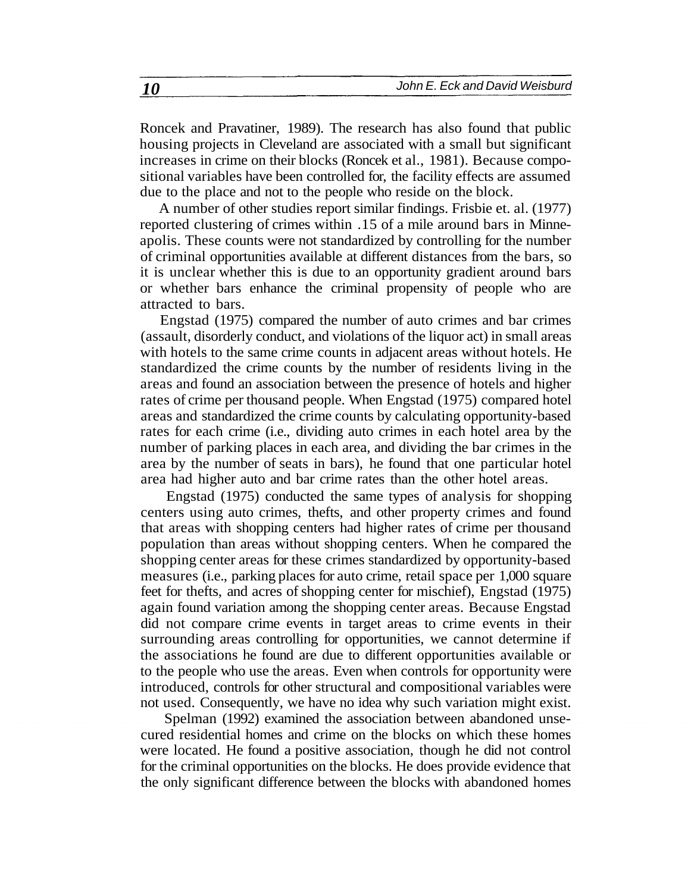Roncek and Pravatiner, 1989). The research has also found that public housing projects in Cleveland are associated with a small but significant increases in crime on their blocks (Roncek et al., 1981). Because compositional variables have been controlled for, the facility effects are assumed due to the place and not to the people who reside on the block.

A number of other studies report similar findings. Frisbie et. al. (1977) reported clustering of crimes within .15 of a mile around bars in Minneapolis. These counts were not standardized by controlling for the number of criminal opportunities available at different distances from the bars, so it is unclear whether this is due to an opportunity gradient around bars or whether bars enhance the criminal propensity of people who are attracted to bars.

Engstad (1975) compared the number of auto crimes and bar crimes (assault, disorderly conduct, and violations of the liquor act) in small areas with hotels to the same crime counts in adjacent areas without hotels. He standardized the crime counts by the number of residents living in the areas and found an association between the presence of hotels and higher rates of crime per thousand people. When Engstad (1975) compared hotel areas and standardized the crime counts by calculating opportunity-based rates for each crime (i.e., dividing auto crimes in each hotel area by the number of parking places in each area, and dividing the bar crimes in the area by the number of seats in bars), he found that one particular hotel area had higher auto and bar crime rates than the other hotel areas.

Engstad (1975) conducted the same types of analysis for shopping centers using auto crimes, thefts, and other property crimes and found that areas with shopping centers had higher rates of crime per thousand population than areas without shopping centers. When he compared the shopping center areas for these crimes standardized by opportunity-based measures (i.e., parking places for auto crime, retail space per 1,000 square feet for thefts, and acres of shopping center for mischief), Engstad (1975) again found variation among the shopping center areas. Because Engstad did not compare crime events in target areas to crime events in their surrounding areas controlling for opportunities, we cannot determine if the associations he found are due to different opportunities available or to the people who use the areas. Even when controls for opportunity were introduced, controls for other structural and compositional variables were not used. Consequently, we have no idea why such variation might exist.

Spelman (1992) examined the association between abandoned unsecured residential homes and crime on the blocks on which these homes were located. He found a positive association, though he did not control for the criminal opportunities on the blocks. He does provide evidence that the only significant difference between the blocks with abandoned homes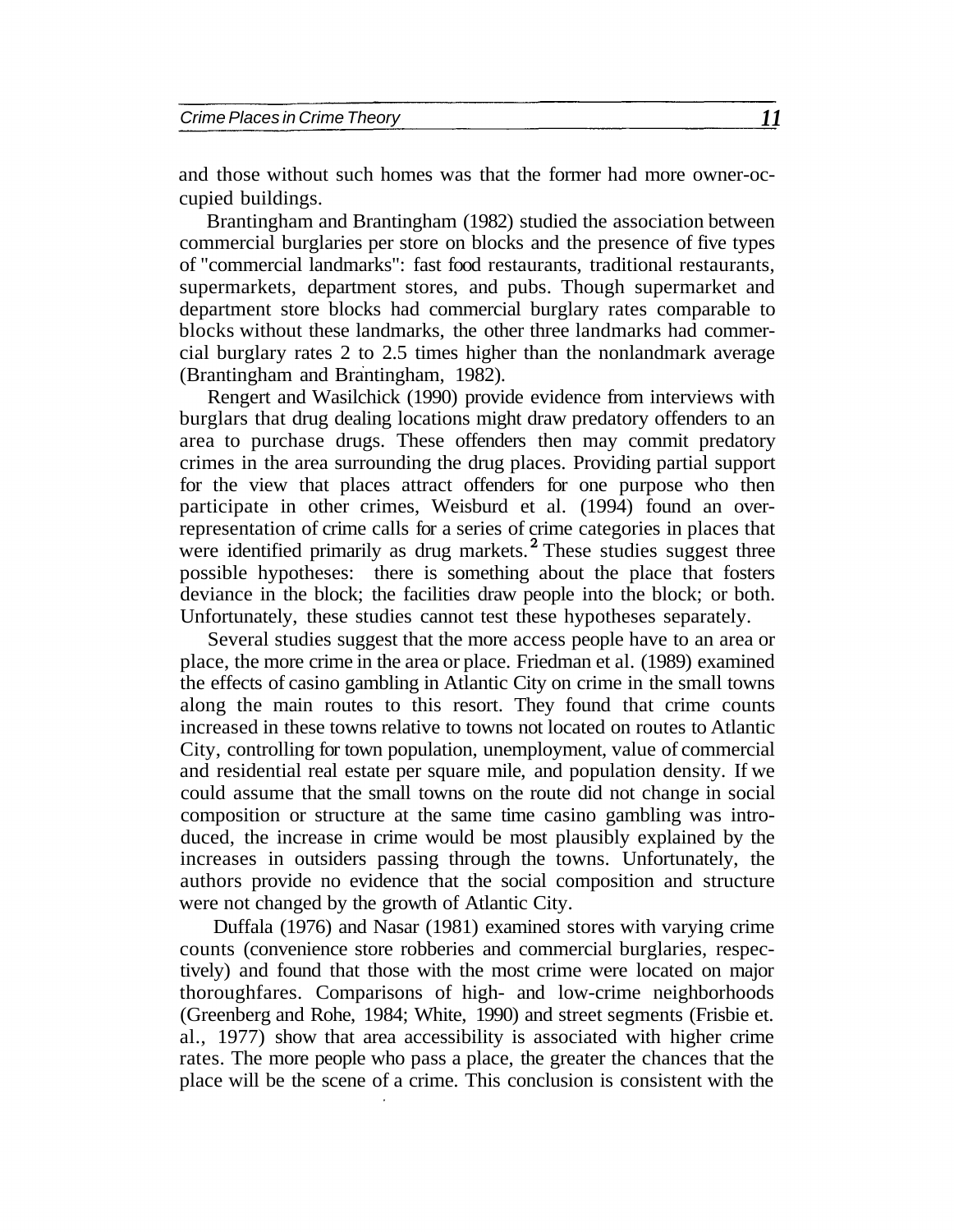and those without such homes was that the former had more owner-occupied buildings.

Brantingham and Brantingham (1982) studied the association between commercial burglaries per store on blocks and the presence of five types of "commercial landmarks": fast food restaurants, traditional restaurants, supermarkets, department stores, and pubs. Though supermarket and department store blocks had commercial burglary rates comparable to blocks without these landmarks, the other three landmarks had commercial burglary rates 2 to 2.5 times higher than the nonlandmark average (Brantingham and Brantingham, 1982).

Rengert and Wasilchick (1990) provide evidence from interviews with burglars that drug dealing locations might draw predatory offenders to an area to purchase drugs. These offenders then may commit predatory crimes in the area surrounding the drug places. Providing partial support for the view that places attract offenders for one purpose who then participate in other crimes, Weisburd et al. (1994) found an over-representation of crime calls for a series of crime categories in places that were identified primarily as drug markets.[2] These studies suggest three possible hypotheses: there is something about the place that fosters deviance in the block; the facilities draw people into the block; or both. Unfortunately, these studies cannot test these hypotheses separately.

Several studies suggest that the more access people have to an area or place, the more crime in the area or place. Friedman et al. (1989) examined the effects of casino gambling in Atlantic City on crime in the small towns along the main routes to this resort. They found that crime counts increased in these towns relative to towns not located on routes to Atlantic City, controlling for town population, unemployment, value of commercial and residential real estate per square mile, and population density. If we could assume that the small towns on the route did not change in social composition or structure at the same time casino gambling was introduced, the increase in crime would be most plausibly explained by the increases in outsiders passing through the towns. Unfortunately, the authors provide no evidence that the social composition and structure were not changed by the growth of Atlantic City.

Duffala (1976) and Nasar (1981) examined stores with varying crime counts (convenience store robberies and commercial burglaries, respectively) and found that those with the most crime were located on major thoroughfares. Comparisons of high- and low-crime neighborhoods (Greenberg and Rohe, 1984; White, 1990) and street segments (Frisbie et. al., 1977) show that area accessibility is associated with higher crime rates. The more people who pass a place, the greater the chances that the place will be the scene of a crime. This conclusion is consistent with the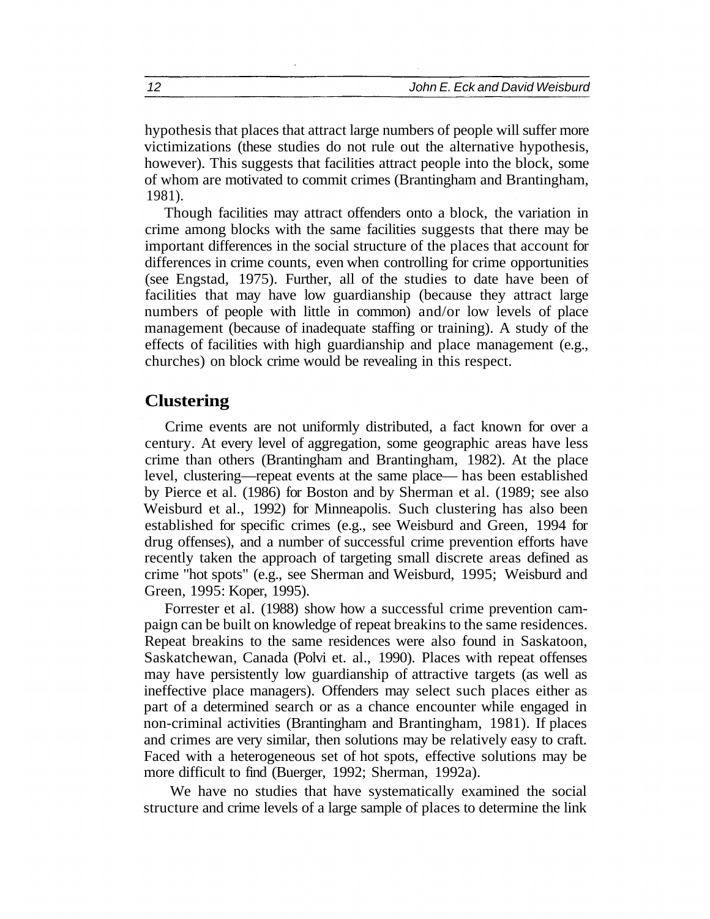hypothesis that places that attract large numbers of people will suffer more victimizations (these studies do not rule out the alternative hypothesis, however). This suggests that facilities attract people into the block, some of whom are motivated to commit crimes (Brantingham and Brantingham, 1981).

Though facilities may attract offenders onto a block, the variation in crime among blocks with the same facilities suggests that there may be important differences in the social structure of the places that account for differences in crime counts, even when controlling for crime opportunities (see Engstad, 1975). Further, all of the studies to date have been of facilities that may have low guardianship (because they attract large numbers of people with little in common) and/or low levels of place management (because of inadequate staffing or training). A study of the effects of facilities with high guardianship and place management (e.g., churches) on block crime would be revealing in this respect.

## Clustering

Crime events are not uniformly distributed, a fact known for over a century. At every level of aggregation, some geographic areas have less crime than others (Brantingham and Brantingham, 1982). At the place level, clustering—repeat events at the same place— has been established by Pierce et al. (1986) for Boston and by Sherman et al. (1989; see also Weisburd et al., 1992) for Minneapolis. Such clustering has also been established for specific crimes (e.g., see Weisburd and Green, 1994 for drug offenses), and a number of successful crime prevention efforts have recently taken the approach of targeting small discrete areas defined as crime "hot spots" (e.g., see Sherman and Weisburd, 1995; Weisburd and Green, 1995: Koper, 1995).

Forrester et al. (1988) show how a successful crime prevention campaign can be built on knowledge of repeat breakins to the same residences. Repeat breakins to the same residences were also found in Saskatoon, Saskatchewan, Canada (Polvi et. al., 1990). Places with repeat offenses may have persistently low guardianship of attractive targets (as well as ineffective place managers). Offenders may select such places either as part of a determined search or as a chance encounter while engaged in non-criminal activities (Brantingham and Brantingham, 1981). If places and crimes are very similar, then solutions may be relatively easy to craft. Faced with a heterogeneous set of hot spots, effective solutions may be more difficult to find (Buerger, 1992; Sherman, 1992a).

We have no studies that have systematically examined the social structure and crime levels of a large sample of places to determine the link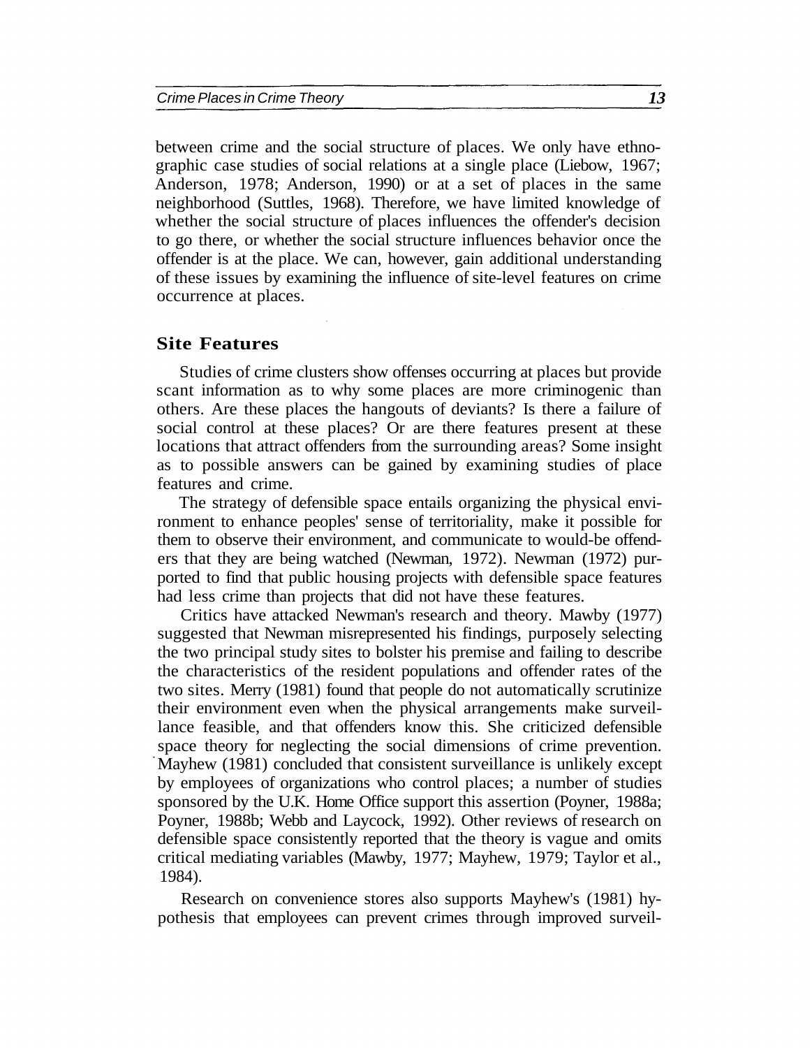between crime and the social structure of places. We only have ethnographic case studies of social relations at a single place (Liebow, 1967; Anderson, 1978; Anderson, 1990) or at a set of places in the same neighborhood (Suttles, 1968). Therefore, we have limited knowledge of whether the social structure of places influences the offender's decision to go there, or whether the social structure influences behavior once the offender is at the place. We can, however, gain additional understanding of these issues by examining the influence of site-level features on crime occurrence at places.

## Site Features

Studies of crime clusters show offenses occurring at places but provide scant information as to why some places are more criminogenic than others. Are these places the hangouts of deviants? Is there a failure of social control at these places? Or are there features present at these locations that attract offenders from the surrounding areas? Some insight as to possible answers can be gained by examining studies of place features and crime.

The strategy of defensible space entails organizing the physical environment to enhance peoples' sense of territoriality, make it possible for them to observe their environment, and communicate to would-be offenders that they are being watched (Newman, 1972). Newman (1972) purported to find that public housing projects with defensible space features had less crime than projects that did not have these features.

Critics have attacked Newman's research and theory. Mawby (1977) suggested that Newman misrepresented his findings, purposely selecting the two principal study sites to bolster his premise and failing to describe the characteristics of the resident populations and offender rates of the two sites. Merry (1981) found that people do not automatically scrutinize their environment even when the physical arrangements make surveillance feasible, and that offenders know this. She criticized defensible space theory for neglecting the social dimensions of crime prevention. Mayhew (1981) concluded that consistent surveillance is unlikely except by employees of organizations who control places; a number of studies sponsored by the U.K. Home Office support this assertion (Poyner, 1988a; Poyner, 1988b; Webb and Laycock, 1992). Other reviews of research on defensible space consistently reported that the theory is vague and omits critical mediating variables (Mawby, 1977; Mayhew, 1979; Taylor et al., 1984).

Research on convenience stores also supports Mayhew's (1981) hypothesis that employees can prevent crimes through improved surveil-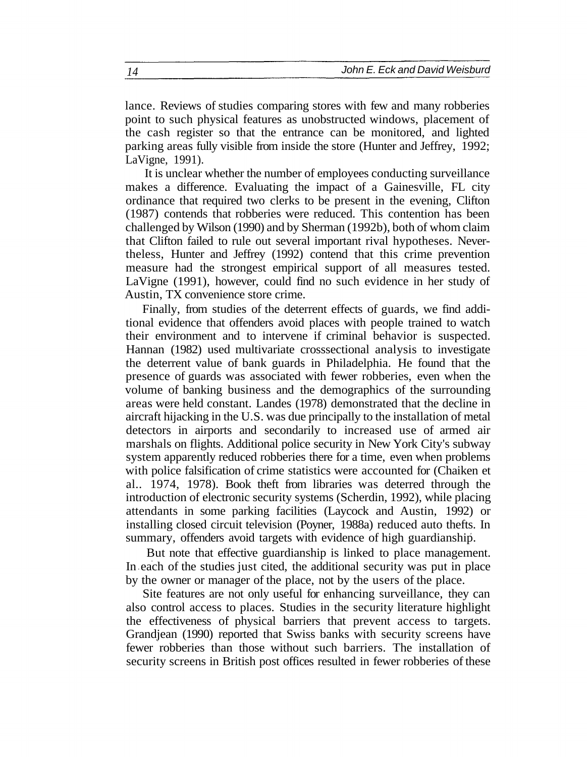lance. Reviews of studies comparing stores with few and many robberies point to such physical features as unobstructed windows, placement of the cash register so that the entrance can be monitored, and lighted parking areas fully visible from inside the store (Hunter and Jeffrey, 1992; LaVigne, 1991).

It is unclear whether the number of employees conducting surveillance makes a difference. Evaluating the impact of a Gainesville, FL city ordinance that required two clerks to be present in the evening, Clifton (1987) contends that robberies were reduced. This contention has been challenged by Wilson (1990) and by Sherman (1992b), both of whom claim that Clifton failed to rule out several important rival hypotheses. Nevertheless, Hunter and Jeffrey (1992) contend that this crime prevention measure had the strongest empirical support of all measures tested. LaVigne (1991), however, could find no such evidence in her study of Austin, TX convenience store crime.

Finally, from studies of the deterrent effects of guards, we find additional evidence that offenders avoid places with people trained to watch their environment and to intervene if criminal behavior is suspected. Hannan (1982) used multivariate crosssectional analysis to investigate the deterrent value of bank guards in Philadelphia. He found that the presence of guards was associated with fewer robberies, even when the volume of banking business and the demographics of the surrounding areas were held constant. Landes (1978) demonstrated that the decline in aircraft hijacking in the U.S. was due principally to the installation of metal detectors in airports and secondarily to increased use of armed air marshals on flights. Additional police security in New York City's subway system apparently reduced robberies there for a time, even when problems with police falsification of crime statistics were accounted for (Chaiken et al.. 1974, 1978). Book theft from libraries was deterred through the introduction of electronic security systems (Scherdin, 1992), while placing attendants in some parking facilities (Laycock and Austin, 1992) or installing closed circuit television (Poyner, 1988a) reduced auto thefts. In summary, offenders avoid targets with evidence of high guardianship.

But note that effective guardianship is linked to place management. In each of the studies just cited, the additional security was put in place by the owner or manager of the place, not by the users of the place.

Site features are not only useful for enhancing surveillance, they can also control access to places. Studies in the security literature highlight the effectiveness of physical barriers that prevent access to targets. Grandjean (1990) reported that Swiss banks with security screens have fewer robberies than those without such barriers. The installation of security screens in British post offices resulted in fewer robberies of these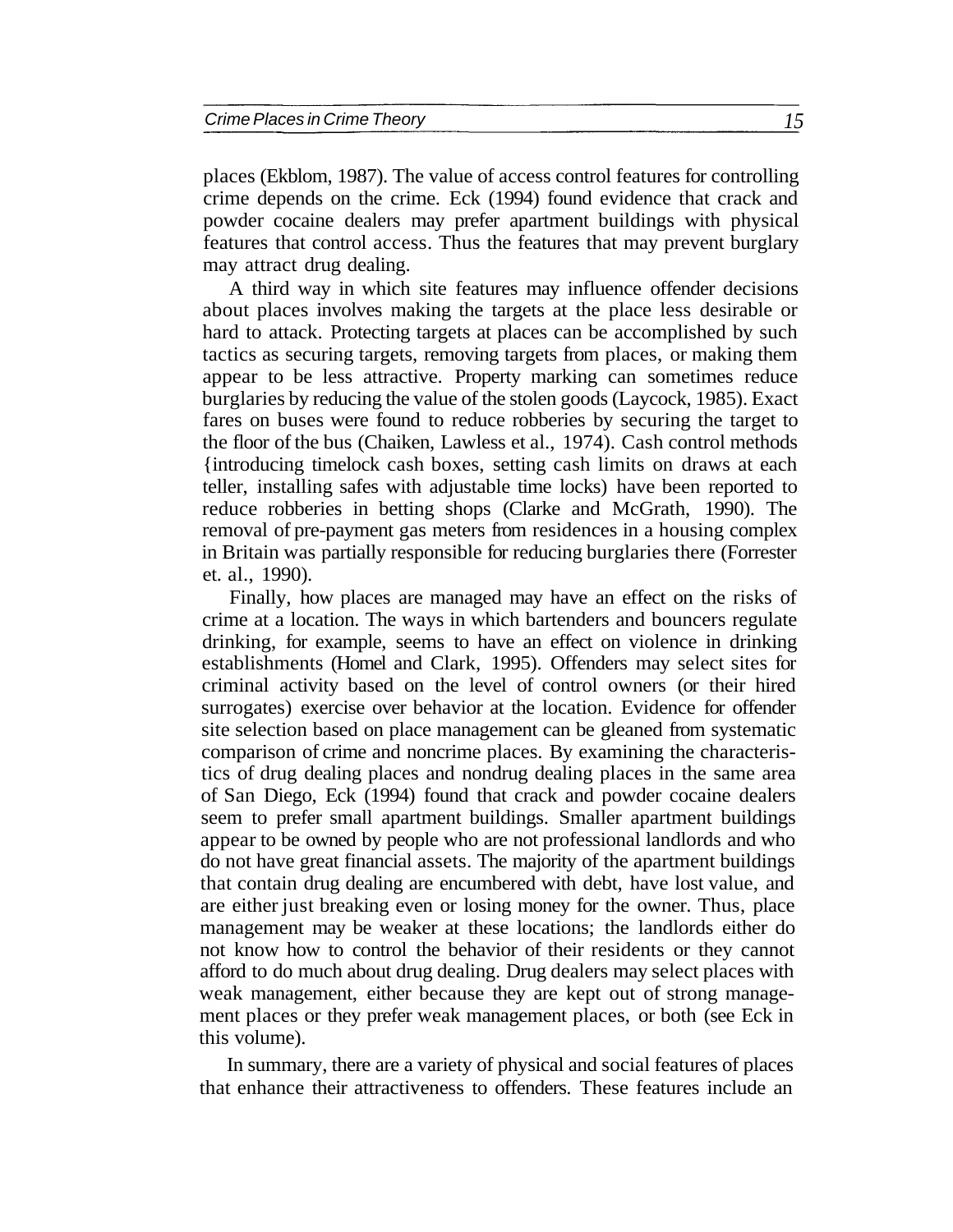places (Ekblom, 1987). The value of access control features for controlling crime depends on the crime. Eck (1994) found evidence that crack and powder cocaine dealers may prefer apartment buildings with physical features that control access. Thus the features that may prevent burglary may attract drug dealing.

A third way in which site features may influence offender decisions about places involves making the targets at the place less desirable or hard to attack. Protecting targets at places can be accomplished by such tactics as securing targets, removing targets from places, or making them appear to be less attractive. Property marking can sometimes reduce burglaries by reducing the value of the stolen goods (Laycock, 1985). Exact fares on buses were found to reduce robberies by securing the target to the floor of the bus (Chaiken, Lawless et al., 1974). Cash control methods {introducing timelock cash boxes, setting cash limits on draws at each teller, installing safes with adjustable time locks) have been reported to reduce robberies in betting shops (Clarke and McGrath, 1990). The removal of pre-payment gas meters from residences in a housing complex in Britain was partially responsible for reducing burglaries there (Forrester et. al., 1990).

Finally, how places are managed may have an effect on the risks of crime at a location. The ways in which bartenders and bouncers regulate drinking, for example, seems to have an effect on violence in drinking establishments (Homel and Clark, 1995). Offenders may select sites for criminal activity based on the level of control owners (or their hired surrogates) exercise over behavior at the location. Evidence for offender site selection based on place management can be gleaned from systematic comparison of crime and noncrime places. By examining the characteristics of drug dealing places and nondrug dealing places in the same area of San Diego, Eck (1994) found that crack and powder cocaine dealers seem to prefer small apartment buildings. Smaller apartment buildings appear to be owned by people who are not professional landlords and who do not have great financial assets. The majority of the apartment buildings that contain drug dealing are encumbered with debt, have lost value, and are either just breaking even or losing money for the owner. Thus, place management may be weaker at these locations; the landlords either do not know how to control the behavior of their residents or they cannot afford to do much about drug dealing. Drug dealers may select places with weak management, either because they are kept out of strong management places or they prefer weak management places, or both (see Eck in this volume).

In summary, there are a variety of physical and social features of places that enhance their attractiveness to offenders. These features include an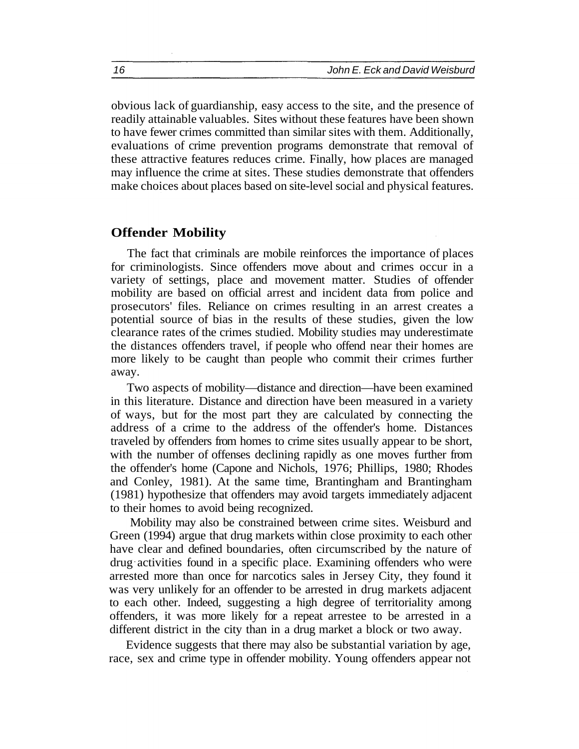obvious lack of guardianship, easy access to the site, and the presence of readily attainable valuables. Sites without these features have been shown to have fewer crimes committed than similar sites with them. Additionally, evaluations of crime prevention programs demonstrate that removal of these attractive features reduces crime. Finally, how places are managed may influence the crime at sites. These studies demonstrate that offenders make choices about places based on site-level social and physical features.

## Offender Mobility

The fact that criminals are mobile reinforces the importance of places for criminologists. Since offenders move about and crimes occur in a variety of settings, place and movement matter. Studies of offender mobility are based on official arrest and incident data from police and prosecutors' files. Reliance on crimes resulting in an arrest creates a potential source of bias in the results of these studies, given the low clearance rates of the crimes studied. Mobility studies may underestimate the distances offenders travel, if people who offend near their homes are more likely to be caught than people who commit their crimes further away.

Two aspects of mobility—distance and direction—have been examined in this literature. Distance and direction have been measured in a variety of ways, but for the most part they are calculated by connecting the address of a crime to the address of the offender's home. Distances traveled by offenders from homes to crime sites usually appear to be short, with the number of offenses declining rapidly as one moves further from the offender's home (Capone and Nichols, 1976; Phillips, 1980; Rhodes and Conley, 1981). At the same time, Brantingham and Brantingham (1981) hypothesize that offenders may avoid targets immediately adjacent to their homes to avoid being recognized.

Mobility may also be constrained between crime sites. Weisburd and Green (1994) argue that drug markets within close proximity to each other have clear and defined boundaries, often circumscribed by the nature of drug activities found in a specific place. Examining offenders who were arrested more than once for narcotics sales in Jersey City, they found it was very unlikely for an offender to be arrested in drug markets adjacent to each other. Indeed, suggesting a high degree of territoriality among offenders, it was more likely for a repeat arrestee to be arrested in a different district in the city than in a drug market a block or two away.

Evidence suggests that there may also be substantial variation by age, race, sex and crime type in offender mobility. Young offenders appear not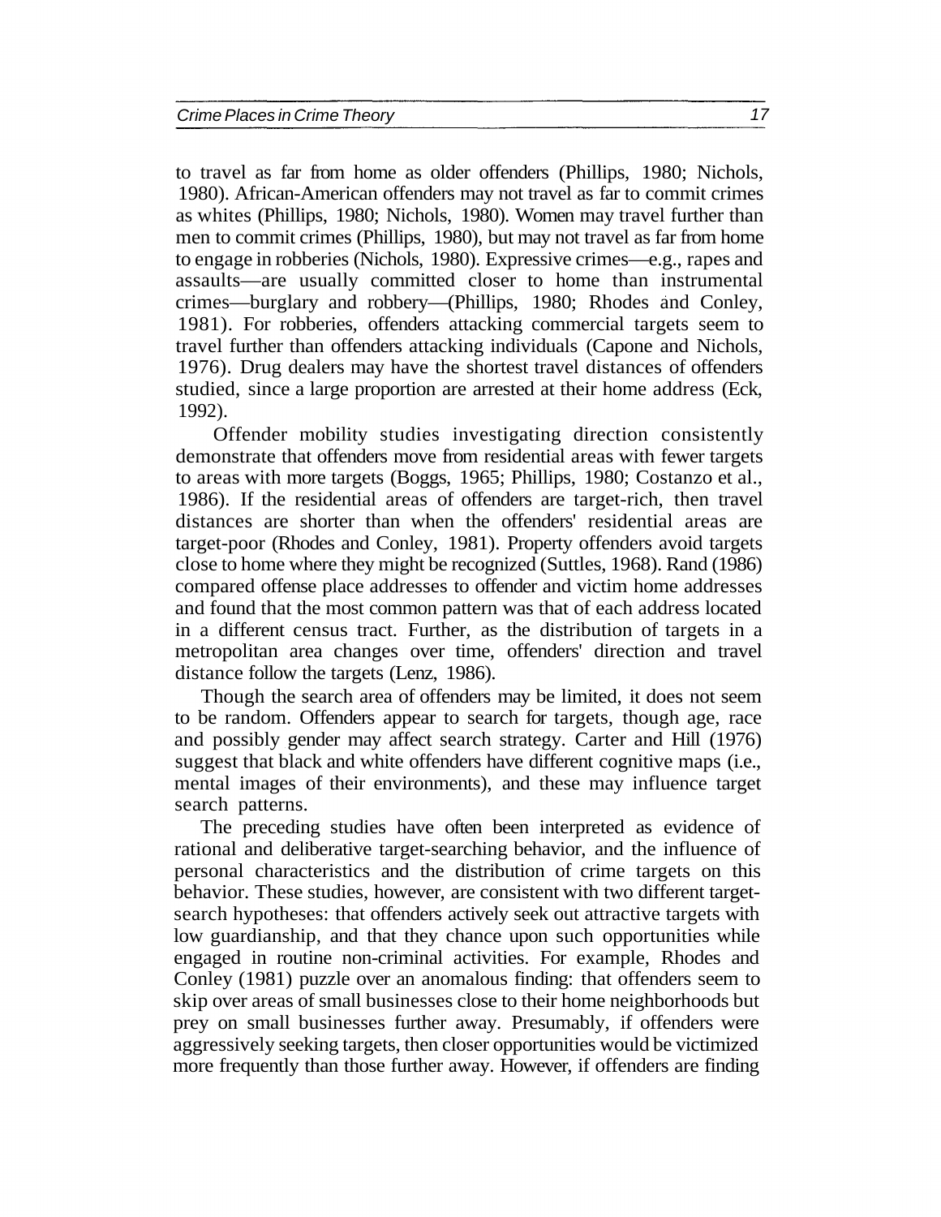to travel as far from home as older offenders (Phillips, 1980; Nichols, 1980). African-American offenders may not travel as far to commit crimes as whites (Phillips, 1980; Nichols, 1980). Women may travel further than men to commit crimes (Phillips, 1980), but may not travel as far from home to engage in robberies (Nichols, 1980). Expressive crimes—e.g., rapes and assaults—are usually committed closer to home than instrumental crimes—burglary and robbery—(Phillips, 1980; Rhodes and Conley, 1981). For robberies, offenders attacking commercial targets seem to travel further than offenders attacking individuals (Capone and Nichols, 1976). Drug dealers may have the shortest travel distances of offenders studied, since a large proportion are arrested at their home address (Eck, 1992).

Offender mobility studies investigating direction consistently demonstrate that offenders move from residential areas with fewer targets to areas with more targets (Boggs, 1965; Phillips, 1980; Costanzo et al., 1986). If the residential areas of offenders are target-rich, then travel distances are shorter than when the offenders' residential areas are target-poor (Rhodes and Conley, 1981). Property offenders avoid targets close to home where they might be recognized (Suttles, 1968). Rand (1986) compared offense place addresses to offender and victim home addresses and found that the most common pattern was that of each address located in a different census tract. Further, as the distribution of targets in a metropolitan area changes over time, offenders' direction and travel distance follow the targets (Lenz, 1986).

Though the search area of offenders may be limited, it does not seem to be random. Offenders appear to search for targets, though age, race and possibly gender may affect search strategy. Carter and Hill (1976) suggest that black and white offenders have different cognitive maps (i.e., mental images of their environments), and these may influence target search patterns.

The preceding studies have often been interpreted as evidence of rational and deliberative target-searching behavior, and the influence of personal characteristics and the distribution of crime targets on this behavior. These studies, however, are consistent with two different target-search hypotheses: that offenders actively seek out attractive targets with low guardianship, and that they chance upon such opportunities while engaged in routine non-criminal activities. For example, Rhodes and Conley (1981) puzzle over an anomalous finding: that offenders seem to skip over areas of small businesses close to their home neighborhoods but prey on small businesses further away. Presumably, if offenders were aggressively seeking targets, then closer opportunities would be victimized more frequently than those further away. However, if offenders are finding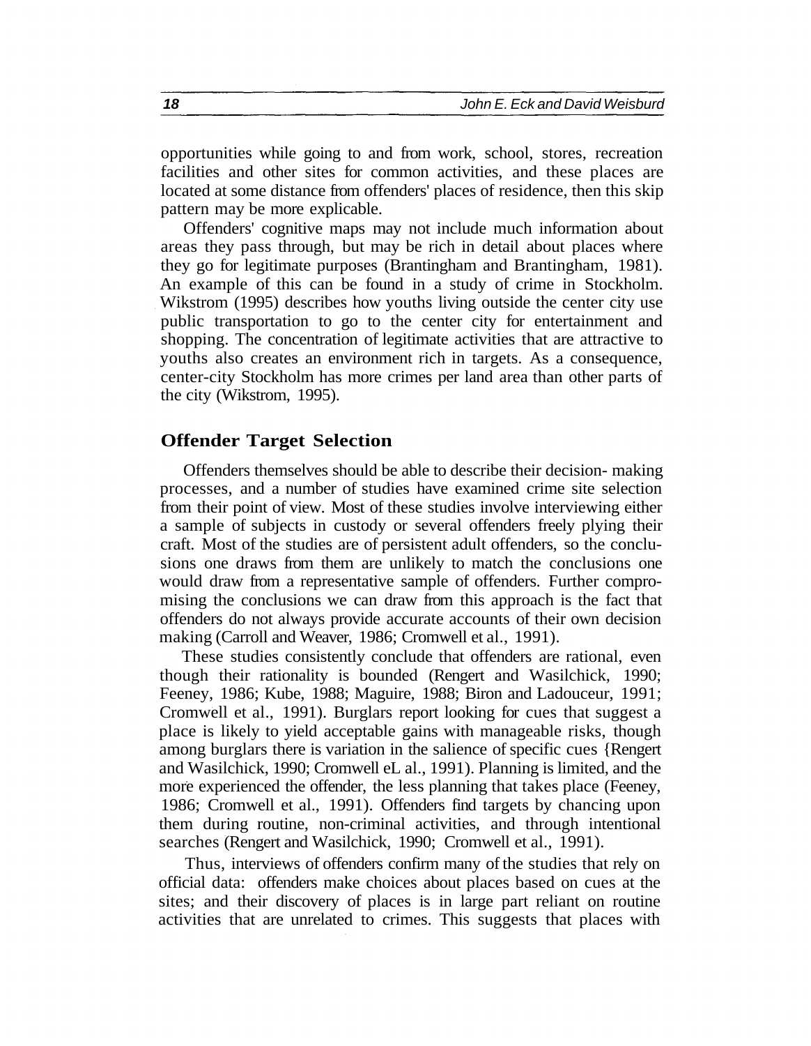opportunities while going to and from work, school, stores, recreation facilities and other sites for common activities, and these places are located at some distance from offenders' places of residence, then this skip pattern may be more explicable.

Offenders' cognitive maps may not include much information about areas they pass through, but may be rich in detail about places where they go for legitimate purposes (Brantingham and Brantingham, 1981). An example of this can be found in a study of crime in Stockholm. Wikstrom (1995) describes how youths living outside the center city use public transportation to go to the center city for entertainment and shopping. The concentration of legitimate activities that are attractive to youths also creates an environment rich in targets. As a consequence, center-city Stockholm has more crimes per land area than other parts of the city (Wikstrom, 1995).

## Offender Target Selection

Offenders themselves should be able to describe their decision- making processes, and a number of studies have examined crime site selection from their point of view. Most of these studies involve interviewing either a sample of subjects in custody or several offenders freely plying their craft. Most of the studies are of persistent adult offenders, so the conclusions one draws from them are unlikely to match the conclusions one would draw from a representative sample of offenders. Further compromising the conclusions we can draw from this approach is the fact that offenders do not always provide accurate accounts of their own decision making (Carroll and Weaver, 1986; Cromwell et al., 1991).

These studies consistently conclude that offenders are rational, even though their rationality is bounded (Rengert and Wasilchick, 1990; Feeney, 1986; Kube, 1988; Maguire, 1988; Biron and Ladouceur, 1991; Cromwell et al., 1991). Burglars report looking for cues that suggest a place is likely to yield acceptable gains with manageable risks, though among burglars there is variation in the salience of specific cues {Rengert and Wasilchick, 1990; Cromwell eL al., 1991). Planning is limited, and the more experienced the offender, the less planning that takes place (Feeney, 1986; Cromwell et al., 1991). Offenders find targets by chancing upon them during routine, non-criminal activities, and through intentional searches (Rengert and Wasilchick, 1990; Cromwell et al., 1991).

Thus, interviews of offenders confirm many of the studies that rely on official data: offenders make choices about places based on cues at the sites; and their discovery of places is in large part reliant on routine activities that are unrelated to crimes. This suggests that places with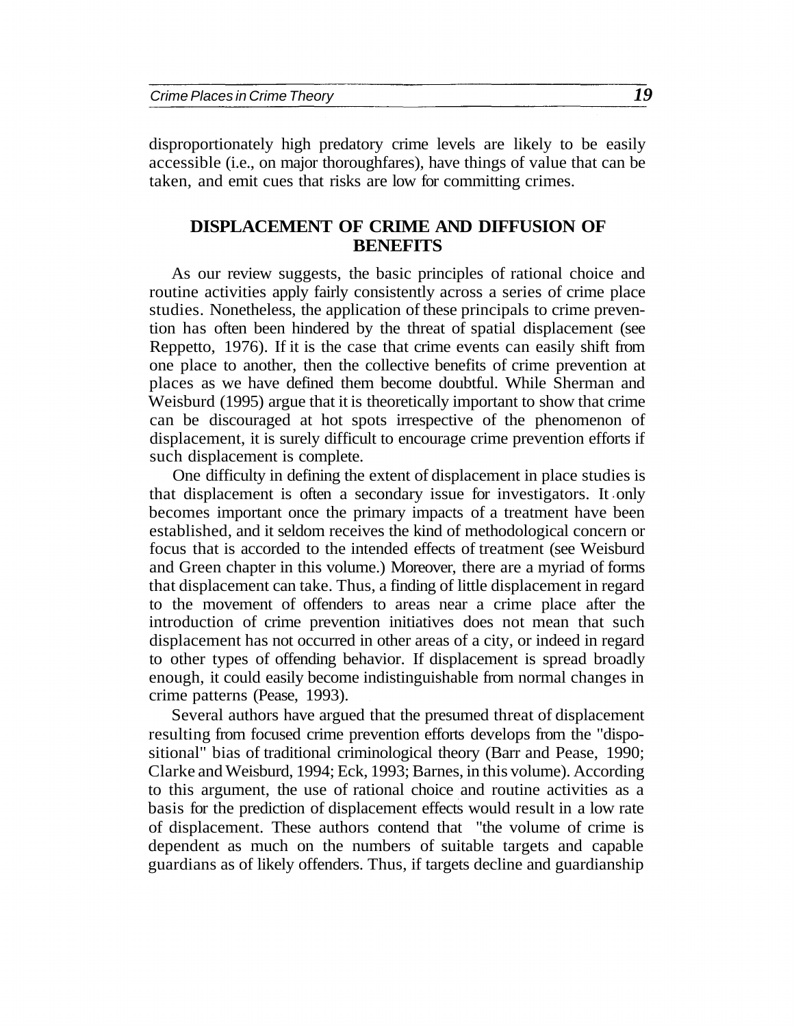disproportionately high predatory crime levels are likely to be easily accessible (i.e., on major thoroughfares), have things of value that can be taken, and emit cues that risks are low for committing crimes.

## DISPLACEMENT OF CRIME AND DIFFUSION OF BENEFITS

As our review suggests, the basic principles of rational choice and routine activities apply fairly consistently across a series of crime place studies. Nonetheless, the application of these principals to crime prevention has often been hindered by the threat of spatial displacement (see Reppetto, 1976). If it is the case that crime events can easily shift from one place to another, then the collective benefits of crime prevention at places as we have defined them become doubtful. While Sherman and Weisburd (1995) argue that it is theoretically important to show that crime can be discouraged at hot spots irrespective of the phenomenon of displacement, it is surely difficult to encourage crime prevention efforts if such displacement is complete.

One difficulty in defining the extent of displacement in place studies is that displacement is often a secondary issue for investigators. It only becomes important once the primary impacts of a treatment have been established, and it seldom receives the kind of methodological concern or focus that is accorded to the intended effects of treatment (see Weisburd and Green chapter in this volume.) Moreover, there are a myriad of forms that displacement can take. Thus, a finding of little displacement in regard to the movement of offenders to areas near a crime place after the introduction of crime prevention initiatives does not mean that such displacement has not occurred in other areas of a city, or indeed in regard to other types of offending behavior. If displacement is spread broadly enough, it could easily become indistinguishable from normal changes in crime patterns (Pease, 1993).

Several authors have argued that the presumed threat of displacement resulting from focused crime prevention efforts develops from the "dispositional" bias of traditional criminological theory (Barr and Pease, 1990; Clarke and Weisburd, 1994; Eck, 1993; Barnes, in this volume). According to this argument, the use of rational choice and routine activities as a basis for the prediction of displacement effects would result in a low rate of displacement. These authors contend that "the volume of crime is dependent as much on the numbers of suitable targets and capable guardians as of likely offenders. Thus, if targets decline and guardianship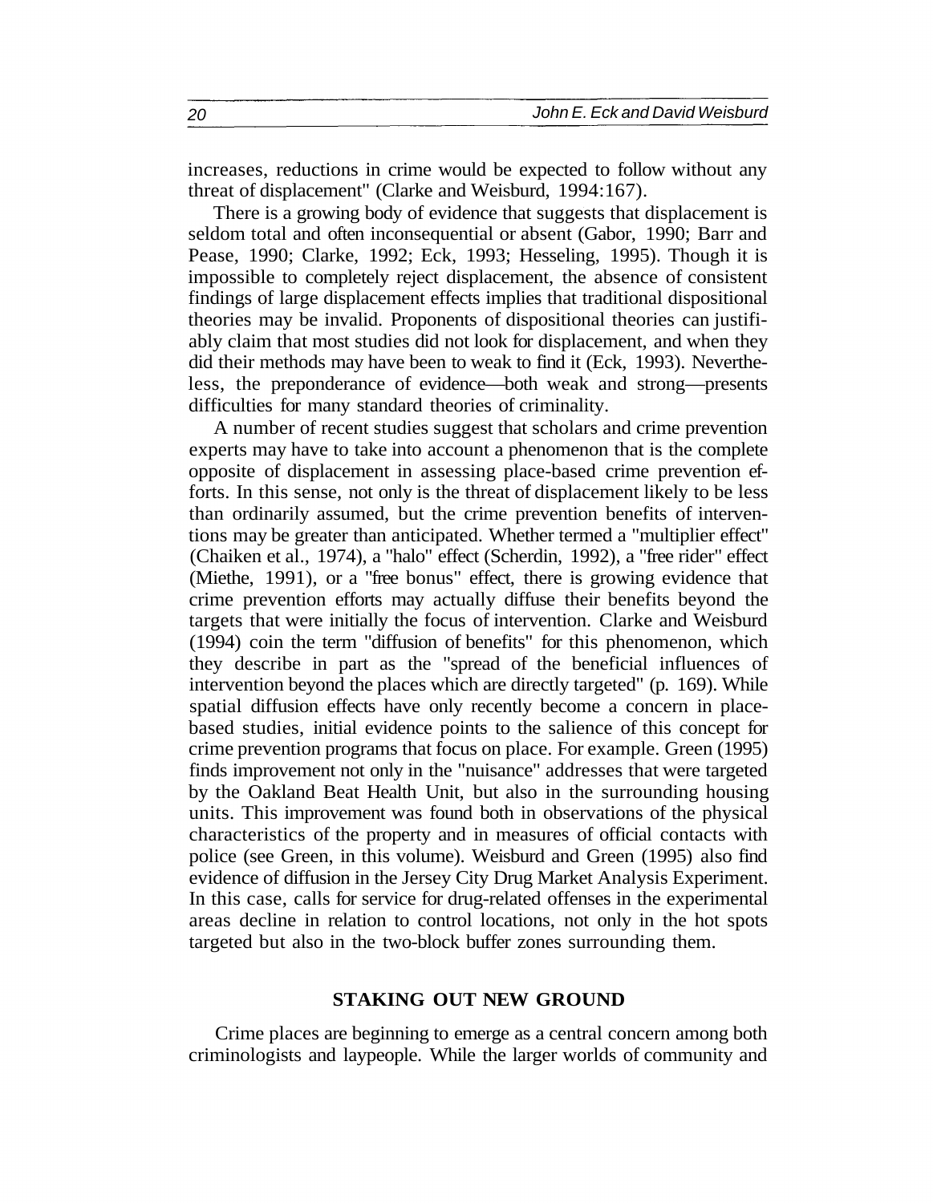increases, reductions in crime would be expected to follow without any threat of displacement" (Clarke and Weisburd, 1994:167).

There is a growing body of evidence that suggests that displacement is seldom total and often inconsequential or absent (Gabor, 1990; Barr and Pease, 1990; Clarke, 1992; Eck, 1993; Hesseling, 1995). Though it is impossible to completely reject displacement, the absence of consistent findings of large displacement effects implies that traditional dispositional theories may be invalid. Proponents of dispositional theories can justifiably claim that most studies did not look for displacement, and when they did their methods may have been to weak to find it (Eck, 1993). Nevertheless, the preponderance of evidence—both weak and strong—presents difficulties for many standard theories of criminality.

A number of recent studies suggest that scholars and crime prevention experts may have to take into account a phenomenon that is the complete opposite of displacement in assessing place-based crime prevention efforts. In this sense, not only is the threat of displacement likely to be less than ordinarily assumed, but the crime prevention benefits of interventions may be greater than anticipated. Whether termed a "multiplier effect" (Chaiken et al., 1974), a "halo" effect (Scherdin, 1992), a "free rider" effect (Miethe, 1991), or a "free bonus" effect, there is growing evidence that crime prevention efforts may actually diffuse their benefits beyond the targets that were initially the focus of intervention. Clarke and Weisburd (1994) coin the term "diffusion of benefits" for this phenomenon, which they describe in part as the "spread of the beneficial influences of intervention beyond the places which are directly targeted" (p. 169). While spatial diffusion effects have only recently become a concern in place-based studies, initial evidence points to the salience of this concept for crime prevention programs that focus on place. For example. Green (1995) finds improvement not only in the "nuisance" addresses that were targeted by the Oakland Beat Health Unit, but also in the surrounding housing units. This improvement was found both in observations of the physical characteristics of the property and in measures of official contacts with police (see Green, in this volume). Weisburd and Green (1995) also find evidence of diffusion in the Jersey City Drug Market Analysis Experiment. In this case, calls for service for drug-related offenses in the experimental areas decline in relation to control locations, not only in the hot spots targeted but also in the two-block buffer zones surrounding them.

## STAKING OUT NEW GROUND

Crime places are beginning to emerge as a central concern among both criminologists and laypeople. While the larger worlds of community and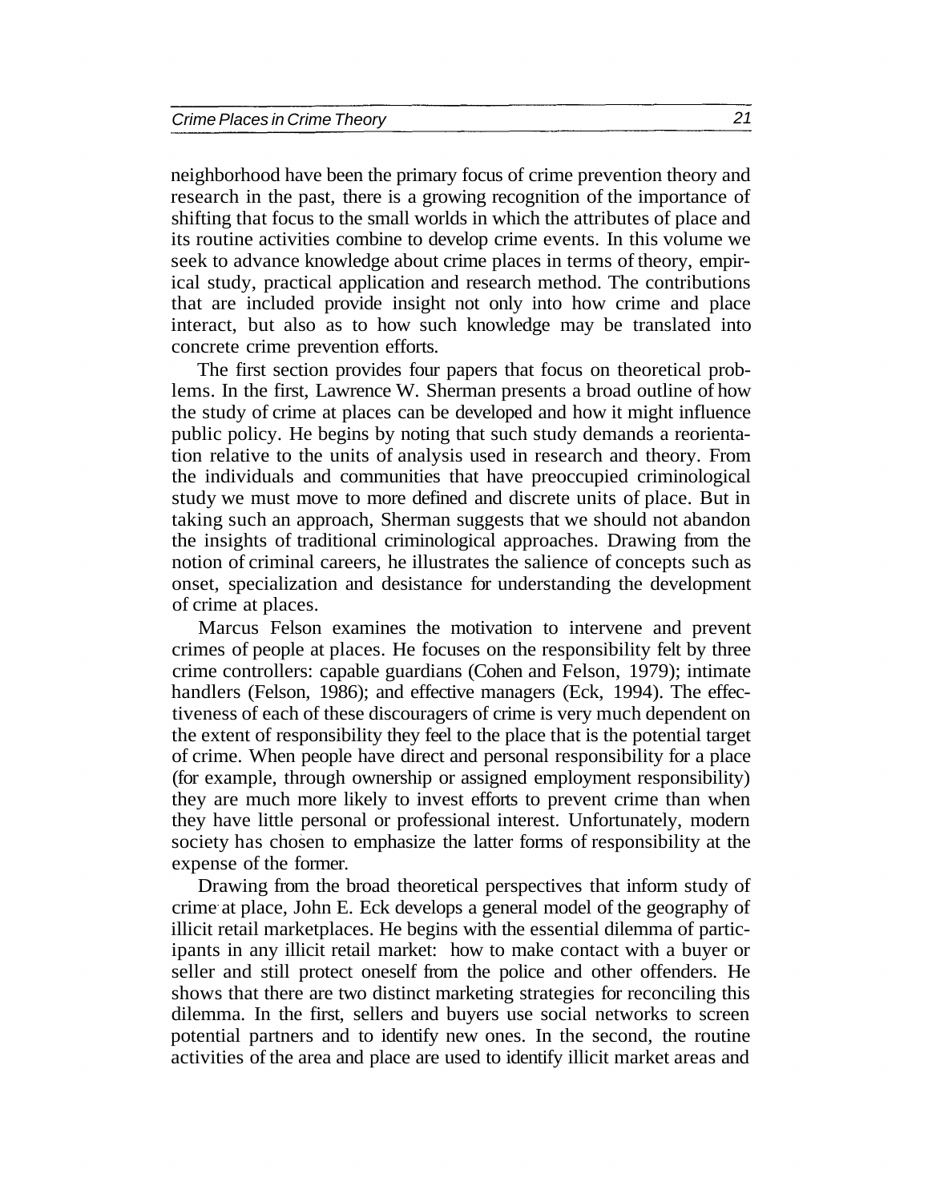neighborhood have been the primary focus of crime prevention theory and research in the past, there is a growing recognition of the importance of shifting that focus to the small worlds in which the attributes of place and its routine activities combine to develop crime events. In this volume we seek to advance knowledge about crime places in terms of theory, empirical study, practical application and research method. The contributions that are included provide insight not only into how crime and place interact, but also as to how such knowledge may be translated into concrete crime prevention efforts.

The first section provides four papers that focus on theoretical problems. In the first, Lawrence W. Sherman presents a broad outline of how the study of crime at places can be developed and how it might influence public policy. He begins by noting that such study demands a reorientation relative to the units of analysis used in research and theory. From the individuals and communities that have preoccupied criminological study we must move to more defined and discrete units of place. But in taking such an approach, Sherman suggests that we should not abandon the insights of traditional criminological approaches. Drawing from the notion of criminal careers, he illustrates the salience of concepts such as onset, specialization and desistance for understanding the development of crime at places.

Marcus Felson examines the motivation to intervene and prevent crimes of people at places. He focuses on the responsibility felt by three crime controllers: capable guardians (Cohen and Felson, 1979); intimate handlers (Felson, 1986); and effective managers (Eck, 1994). The effectiveness of each of these discouragers of crime is very much dependent on the extent of responsibility they feel to the place that is the potential target of crime. When people have direct and personal responsibility for a place (for example, through ownership or assigned employment responsibility) they are much more likely to invest efforts to prevent crime than when they have little personal or professional interest. Unfortunately, modern society has chosen to emphasize the latter forms of responsibility at the expense of the former.

Drawing from the broad theoretical perspectives that inform study of crime at place, John E. Eck develops a general model of the geography of illicit retail marketplaces. He begins with the essential dilemma of participants in any illicit retail market: how to make contact with a buyer or seller and still protect oneself from the police and other offenders. He shows that there are two distinct marketing strategies for reconciling this dilemma. In the first, sellers and buyers use social networks to screen potential partners and to identify new ones. In the second, the routine activities of the area and place are used to identify illicit market areas and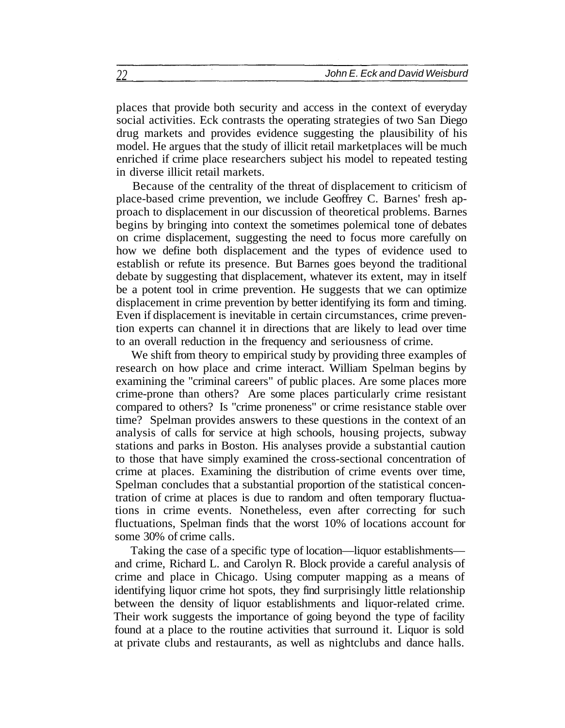places that provide both security and access in the context of everyday social activities. Eck contrasts the operating strategies of two San Diego drug markets and provides evidence suggesting the plausibility of his model. He argues that the study of illicit retail marketplaces will be much enriched if crime place researchers subject his model to repeated testing in diverse illicit retail markets.

Because of the centrality of the threat of displacement to criticism of place-based crime prevention, we include Geoffrey C. Barnes' fresh approach to displacement in our discussion of theoretical problems. Barnes begins by bringing into context the sometimes polemical tone of debates on crime displacement, suggesting the need to focus more carefully on how we define both displacement and the types of evidence used to establish or refute its presence. But Barnes goes beyond the traditional debate by suggesting that displacement, whatever its extent, may in itself be a potent tool in crime prevention. He suggests that we can optimize displacement in crime prevention by better identifying its form and timing. Even if displacement is inevitable in certain circumstances, crime prevention experts can channel it in directions that are likely to lead over time to an overall reduction in the frequency and seriousness of crime.

We shift from theory to empirical study by providing three examples of research on how place and crime interact. William Spelman begins by examining the "criminal careers" of public places. Are some places more crime-prone than others? Are some places particularly crime resistant compared to others? Is "crime proneness" or crime resistance stable over time? Spelman provides answers to these questions in the context of an analysis of calls for service at high schools, housing projects, subway stations and parks in Boston. His analyses provide a substantial caution to those that have simply examined the cross-sectional concentration of crime at places. Examining the distribution of crime events over time, Spelman concludes that a substantial proportion of the statistical concentration of crime at places is due to random and often temporary fluctuations in crime events. Nonetheless, even after correcting for such fluctuations, Spelman finds that the worst 10% of locations account for some 30% of crime calls.

Taking the case of a specific type of location—liquor establishments—and crime, Richard L. and Carolyn R. Block provide a careful analysis of crime and place in Chicago. Using computer mapping as a means of identifying liquor crime hot spots, they find surprisingly little relationship between the density of liquor establishments and liquor-related crime. Their work suggests the importance of going beyond the type of facility found at a place to the routine activities that surround it. Liquor is sold at private clubs and restaurants, as well as nightclubs and dance halls.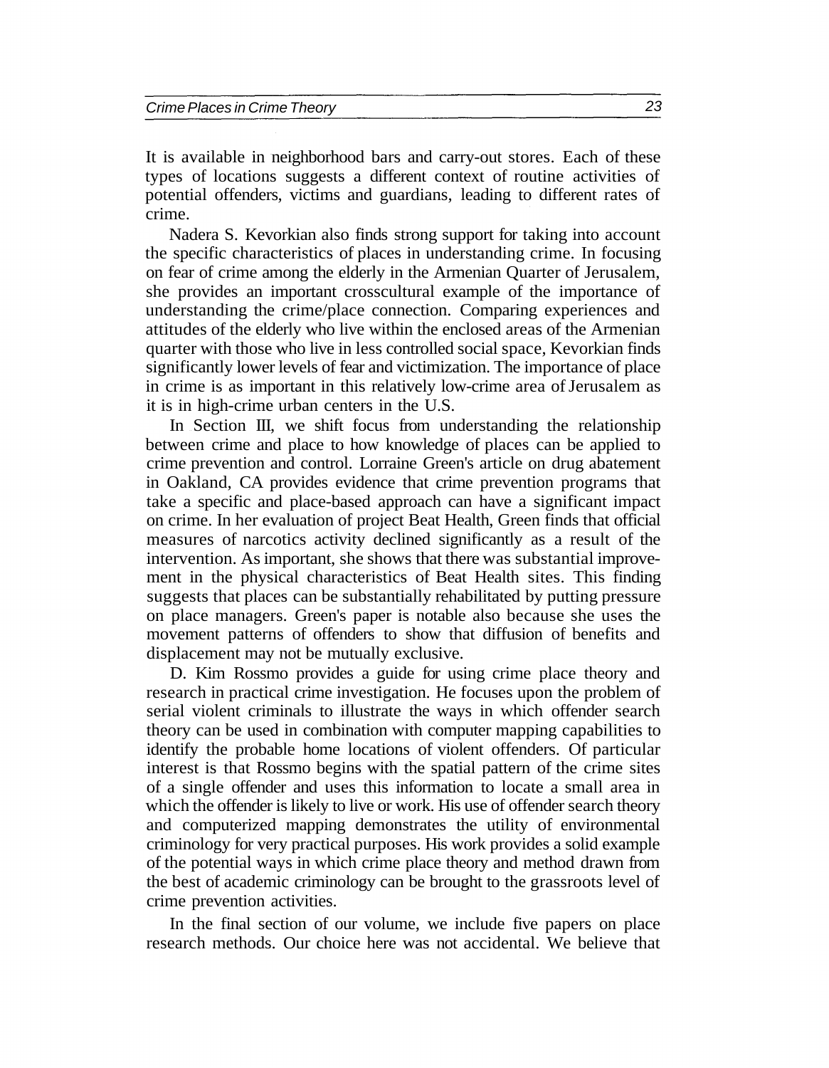It is available in neighborhood bars and carry-out stores. Each of these types of locations suggests a different context of routine activities of potential offenders, victims and guardians, leading to different rates of crime.

Nadera S. Kevorkian also finds strong support for taking into account the specific characteristics of places in understanding crime. In focusing on fear of crime among the elderly in the Armenian Quarter of Jerusalem, she provides an important crosscultural example of the importance of understanding the crime/place connection. Comparing experiences and attitudes of the elderly who live within the enclosed areas of the Armenian quarter with those who live in less controlled social space, Kevorkian finds significantly lower levels of fear and victimization. The importance of place in crime is as important in this relatively low-crime area of Jerusalem as it is in high-crime urban centers in the U.S.

In Section III, we shift focus from understanding the relationship between crime and place to how knowledge of places can be applied to crime prevention and control. Lorraine Green's article on drug abatement in Oakland, CA provides evidence that crime prevention programs that take a specific and place-based approach can have a significant impact on crime. In her evaluation of project Beat Health, Green finds that official measures of narcotics activity declined significantly as a result of the intervention. As important, she shows that there was substantial improvement in the physical characteristics of Beat Health sites. This finding suggests that places can be substantially rehabilitated by putting pressure on place managers. Green's paper is notable also because she uses the movement patterns of offenders to show that diffusion of benefits and displacement may not be mutually exclusive.

D. Kim Rossmo provides a guide for using crime place theory and research in practical crime investigation. He focuses upon the problem of serial violent criminals to illustrate the ways in which offender search theory can be used in combination with computer mapping capabilities to identify the probable home locations of violent offenders. Of particular interest is that Rossmo begins with the spatial pattern of the crime sites of a single offender and uses this information to locate a small area in which the offender is likely to live or work. His use of offender search theory and computerized mapping demonstrates the utility of environmental criminology for very practical purposes. His work provides a solid example of the potential ways in which crime place theory and method drawn from the best of academic criminology can be brought to the grassroots level of crime prevention activities.

In the final section of our volume, we include five papers on place research methods. Our choice here was not accidental. We believe that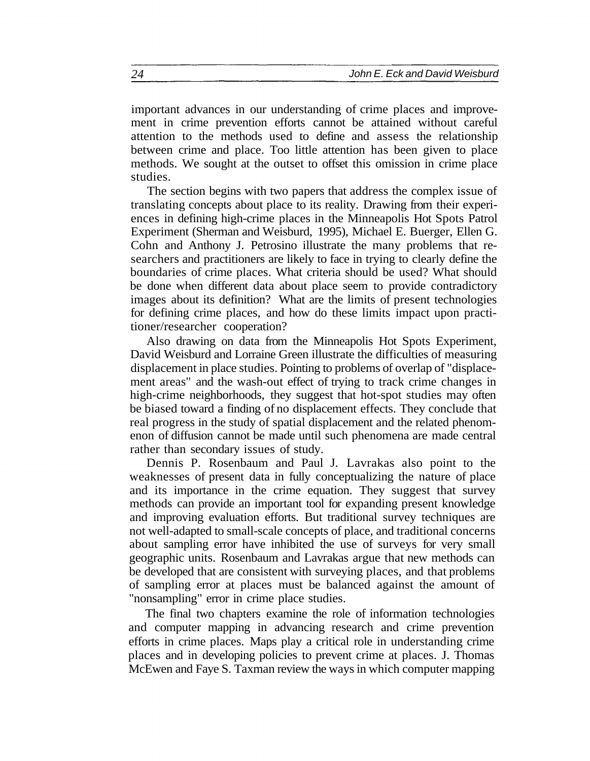important advances in our understanding of crime places and improvement in crime prevention efforts cannot be attained without careful attention to the methods used to define and assess the relationship between crime and place. Too little attention has been given to place methods. We sought at the outset to offset this omission in crime place studies.

The section begins with two papers that address the complex issue of translating concepts about place to its reality. Drawing from their experiences in defining high-crime places in the Minneapolis Hot Spots Patrol Experiment (Sherman and Weisburd, 1995), Michael E. Buerger, Ellen G. Cohn and Anthony J. Petrosino illustrate the many problems that researchers and practitioners are likely to face in trying to clearly define the boundaries of crime places. What criteria should be used? What should be done when different data about place seem to provide contradictory images about its definition? What are the limits of present technologies for defining crime places, and how do these limits impact upon practitioner/researcher cooperation?

Also drawing on data from the Minneapolis Hot Spots Experiment, David Weisburd and Lorraine Green illustrate the difficulties of measuring displacement in place studies. Pointing to problems of overlap of "displacement areas" and the wash-out effect of trying to track crime changes in high-crime neighborhoods, they suggest that hot-spot studies may often be biased toward a finding of no displacement effects. They conclude that real progress in the study of spatial displacement and the related phenomenon of diffusion cannot be made until such phenomena are made central rather than secondary issues of study.

Dennis P. Rosenbaum and Paul J. Lavrakas also point to the weaknesses of present data in fully conceptualizing the nature of place and its importance in the crime equation. They suggest that survey methods can provide an important tool for expanding present knowledge and improving evaluation efforts. But traditional survey techniques are not well-adapted to small-scale concepts of place, and traditional concerns about sampling error have inhibited the use of surveys for very small geographic units. Rosenbaum and Lavrakas argue that new methods can be developed that are consistent with surveying places, and that problems of sampling error at places must be balanced against the amount of "nonsampling" error in crime place studies.

The final two chapters examine the role of information technologies and computer mapping in advancing research and crime prevention efforts in crime places. Maps play a critical role in understanding crime places and in developing policies to prevent crime at places. J. Thomas McEwen and Faye S. Taxman review the ways in which computer mapping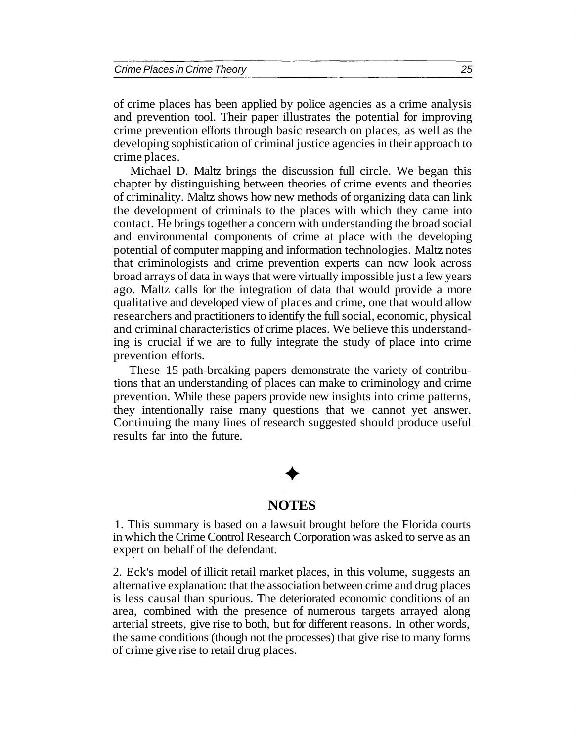of crime places has been applied by police agencies as a crime analysis and prevention tool. Their paper illustrates the potential for improving crime prevention efforts through basic research on places, as well as the developing sophistication of criminal justice agencies in their approach to crime places.

Michael D. Maltz brings the discussion full circle. We began this chapter by distinguishing between theories of crime events and theories of criminality. Maltz shows how new methods of organizing data can link the development of criminals to the places with which they came into contact. He brings together a concern with understanding the broad social and environmental components of crime at place with the developing potential of computer mapping and information technologies. Maltz notes that criminologists and crime prevention experts can now look across broad arrays of data in ways that were virtually impossible just a few years ago. Maltz calls for the integration of data that would provide a more qualitative and developed view of places and crime, one that would allow researchers and practitioners to identify the full social, economic, physical and criminal characteristics of crime places. We believe this understanding is crucial if we are to fully integrate the study of place into crime prevention efforts.

These 15 path-breaking papers demonstrate the variety of contributions that an understanding of places can make to criminology and crime prevention. While these papers provide new insights into crime patterns, they intentionally raise many questions that we cannot yet answer. Continuing the many lines of research suggested should produce useful results far into the future.

✦

## NOTES

1. This summary is based on a lawsuit brought before the Florida courts in which the Crime Control Research Corporation was asked to serve as an expert on behalf of the defendant.

2. Eck's model of illicit retail market places, in this volume, suggests an alternative explanation: that the association between crime and drug places is less causal than spurious. The deteriorated economic conditions of an area, combined with the presence of numerous targets arrayed along arterial streets, give rise to both, but for different reasons. In other words, the same conditions (though not the processes) that give rise to many forms of crime give rise to retail drug places.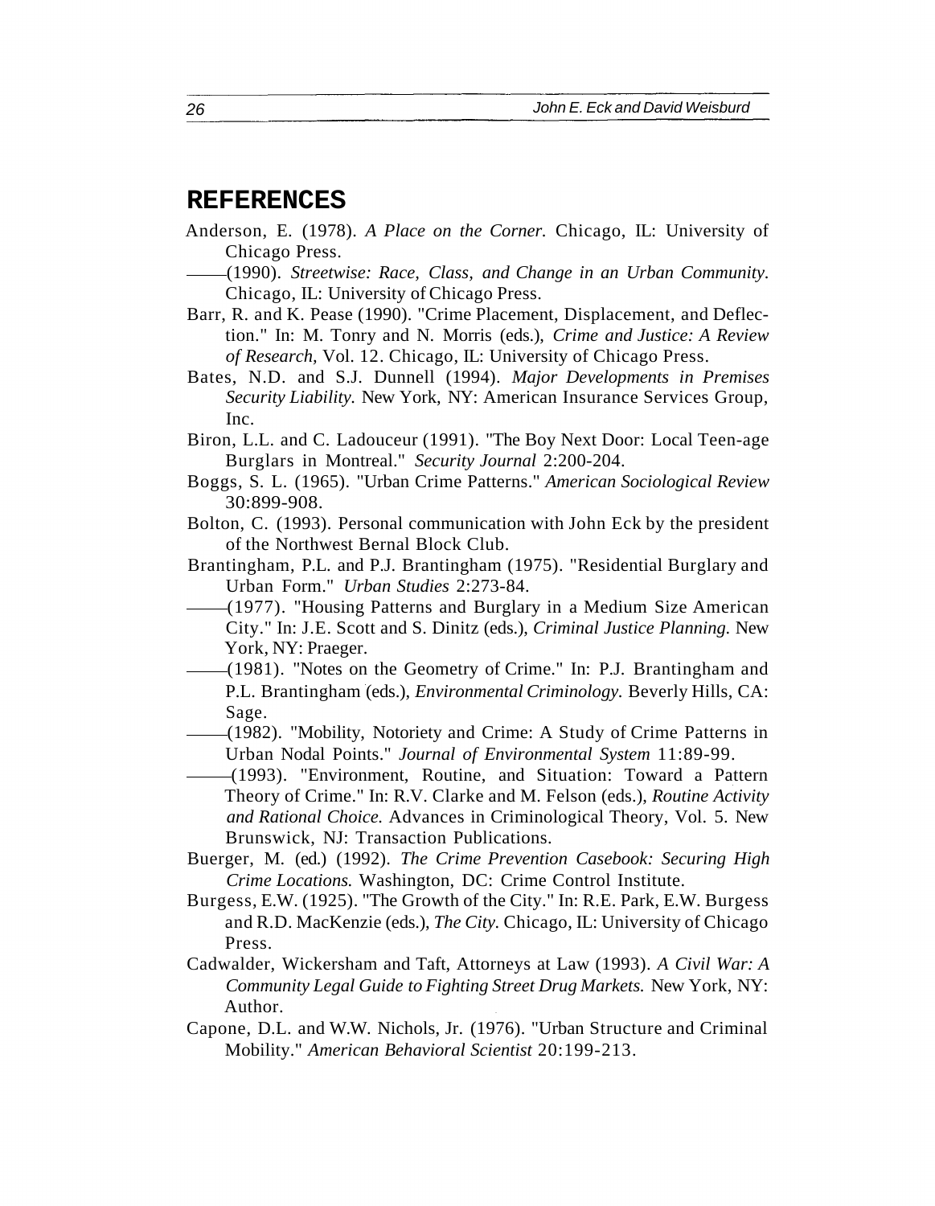## REFERENCES

Anderson, E. (1978). *A Place on the Corner.* Chicago, IL: University of Chicago Press.

——(1990). *Streetwise: Race, Class, and Change in an Urban Community.* Chicago, IL: University of Chicago Press.

Barr, R. and K. Pease (1990). "Crime Placement, Displacement, and Deflection." In: M. Tonry and N. Morris (eds.), *Crime and Justice: A Review of Research*, Vol. 12. Chicago, IL: University of Chicago Press.

Bates, N.D. and S.J. Dunnell (1994). *Major Developments in Premises Security Liability.* New York, NY: American Insurance Services Group, Inc.

Biron, L.L. and C. Ladouceur (1991). "The Boy Next Door: Local Teen-age Burglars in Montreal." *Security Journal* 2:200-204.

Boggs, S. L. (1965). "Urban Crime Patterns." *American Sociological Review* 30:899-908.

Bolton, C. (1993). Personal communication with John Eck by the president of the Northwest Bernal Block Club.

Brantingham, P.L. and P.J. Brantingham (1975). "Residential Burglary and Urban Form." *Urban Studies* 2:273-84.

——(1977). "Housing Patterns and Burglary in a Medium Size American City." In: J.E. Scott and S. Dinitz (eds.), *Criminal Justice Planning.* New York, NY: Praeger.

——(1981). "Notes on the Geometry of Crime." In: P.J. Brantingham and P.L. Brantingham (eds.), *Environmental Criminology.* Beverly Hills, CA: Sage.

——(1982). "Mobility, Notoriety and Crime: A Study of Crime Patterns in Urban Nodal Points." *Journal of Environmental System* 11:89-99.

——(1993). "Environment, Routine, and Situation: Toward a Pattern Theory of Crime." In: R.V. Clarke and M. Felson (eds.), *Routine Activity and Rational Choice.* Advances in Criminological Theory, Vol. 5. New Brunswick, NJ: Transaction Publications.

Buerger, M. (ed.) (1992). *The Crime Prevention Casebook: Securing High Crime Locations.* Washington, DC: Crime Control Institute.

Burgess, E.W. (1925). "The Growth of the City." In: R.E. Park, E.W. Burgess and R.D. MacKenzie (eds.), *The City.* Chicago, IL: University of Chicago Press.

Cadwalder, Wickersham and Taft, Attorneys at Law (1993). *A Civil War: A Community Legal Guide to Fighting Street Drug Markets.* New York, NY: Author.

Capone, D.L. and W.W. Nichols, Jr. (1976). "Urban Structure and Criminal Mobility." *American Behavioral Scientist* 20:199-213.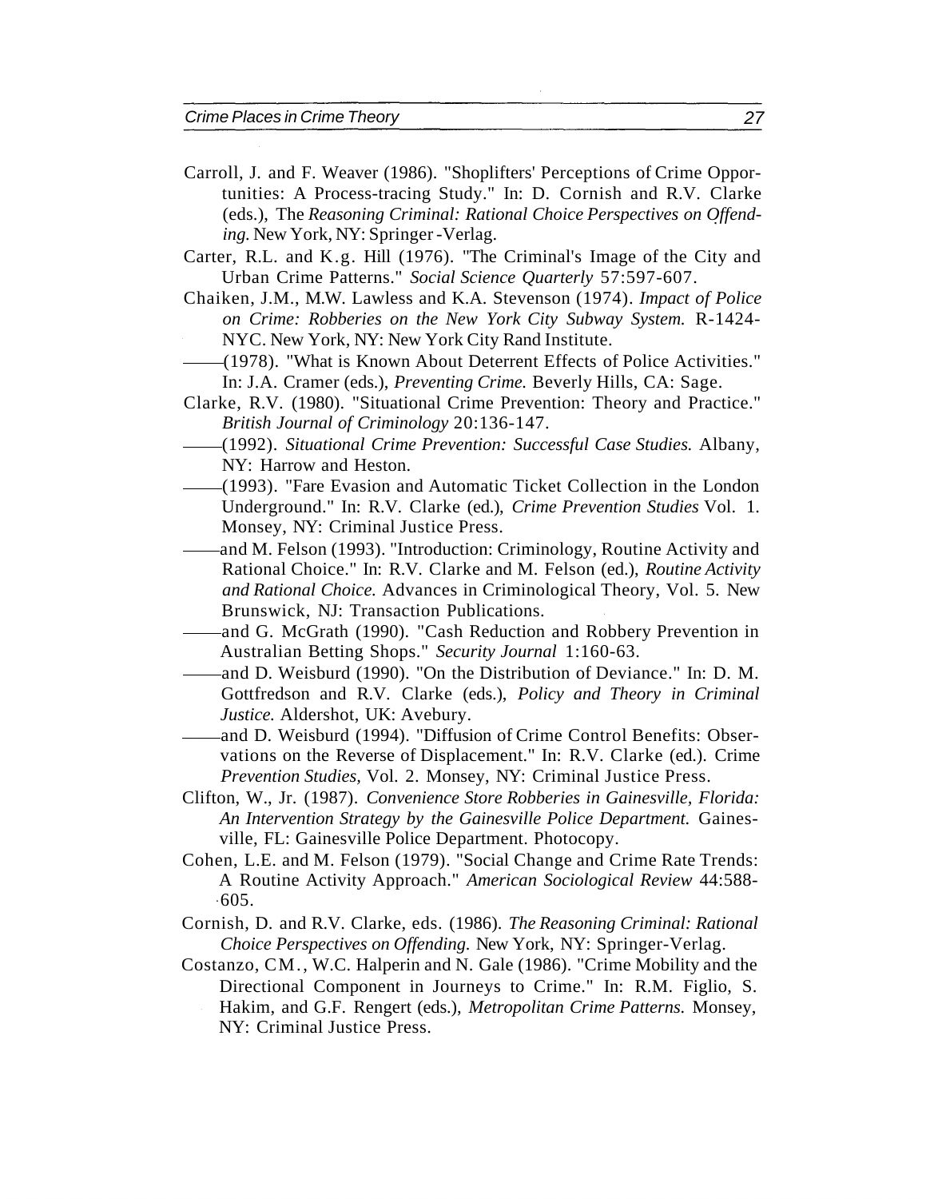Carroll, J. and F. Weaver (1986). "Shoplifters' Perceptions of Crime Opportunities: A Process-tracing Study." In: D. Cornish and R.V. Clarke (eds.), The *Reasoning Criminal: Rational Choice Perspectives on Offending.* New York, NY: Springer-Verlag.

Carter, R.L. and K.g. Hill (1976). "The Criminal's Image of the City and Urban Crime Patterns." *Social Science Quarterly* 57:597-607.

Chaiken, J.M., M.W. Lawless and K.A. Stevenson (1974). *Impact of Police on Crime: Robberies on the New York City Subway System.* R-1424-NYC. New York, NY: New York City Rand Institute.

——(1978). "What is Known About Deterrent Effects of Police Activities." In: J.A. Cramer (eds.), *Preventing Crime.* Beverly Hills, CA: Sage.

Clarke, R.V. (1980). "Situational Crime Prevention: Theory and Practice." *British Journal of Criminology* 20:136-147.

——(1992). *Situational Crime Prevention: Successful Case Studies.* Albany, NY: Harrow and Heston.

——(1993). "Fare Evasion and Automatic Ticket Collection in the London Underground." In: R.V. Clarke (ed.), *Crime Prevention Studies* Vol. 1. Monsey, NY: Criminal Justice Press.

——and M. Felson (1993). "Introduction: Criminology, Routine Activity and Rational Choice." In: R.V. Clarke and M. Felson (ed.), *Routine Activity and Rational Choice.* Advances in Criminological Theory, Vol. 5. New Brunswick, NJ: Transaction Publications.

——and G. McGrath (1990). "Cash Reduction and Robbery Prevention in Australian Betting Shops." *Security Journal* 1:160-63.

——and D. Weisburd (1990). "On the Distribution of Deviance." In: D. M. Gottfredson and R.V. Clarke (eds.), *Policy and Theory in Criminal Justice.* Aldershot, UK: Avebury.

——and D. Weisburd (1994). "Diffusion of Crime Control Benefits: Observations on the Reverse of Displacement." In: R.V. Clarke (ed.). Crime *Prevention Studies,* Vol. 2. Monsey, NY: Criminal Justice Press.

Clifton, W., Jr. (1987). *Convenience Store Robberies in Gainesville, Florida: An Intervention Strategy by the Gainesville Police Department.* Gainesville, FL: Gainesville Police Department. Photocopy.

Cohen, L.E. and M. Felson (1979). "Social Change and Crime Rate Trends: A Routine Activity Approach." *American Sociological Review* 44:588-605.

Cornish, D. and R.V. Clarke, eds. (1986). *The Reasoning Criminal: Rational Choice Perspectives on Offending.* New York, NY: Springer-Verlag.

Costanzo, CM., W.C. Halperin and N. Gale (1986). "Crime Mobility and the Directional Component in Journeys to Crime." In: R.M. Figlio, S. Hakim, and G.F. Rengert (eds.), *Metropolitan Crime Patterns.* Monsey, NY: Criminal Justice Press.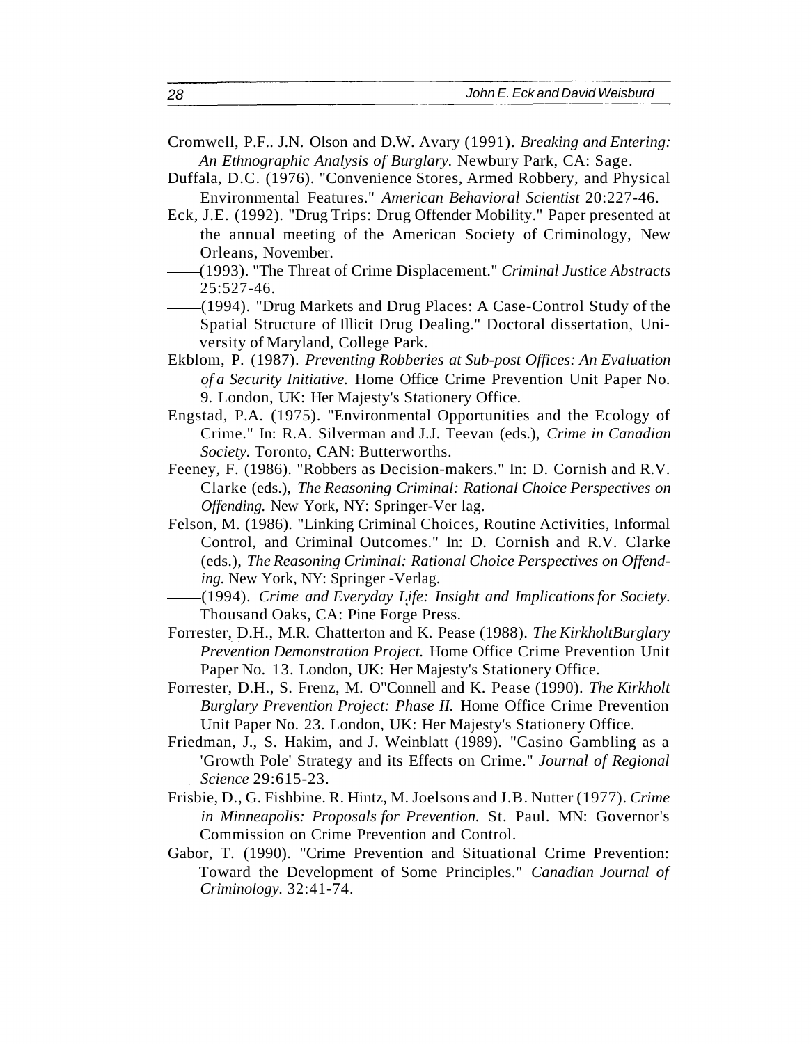Cromwell, P.F.. J.N. Olson and D.W. Avary (1991). *Breaking and Entering: An Ethnographic Analysis of Burglary.* Newbury Park, CA: Sage.

Duffala, D.C. (1976). "Convenience Stores, Armed Robbery, and Physical Environmental Features." *American Behavioral Scientist* 20:227-46.

Eck, J.E. (1992). "Drug Trips: Drug Offender Mobility." Paper presented at the annual meeting of the American Society of Criminology, New Orleans, November.

——(1993). "The Threat of Crime Displacement." *Criminal Justice Abstracts* 25:527-46.

——(1994). "Drug Markets and Drug Places: A Case-Control Study of the Spatial Structure of Illicit Drug Dealing." Doctoral dissertation, University of Maryland, College Park.

Ekblom, P. (1987). *Preventing Robberies at Sub-post Offices: An Evaluation of a Security Initiative.* Home Office Crime Prevention Unit Paper No. 9. London, UK: Her Majesty's Stationery Office.

Engstad, P.A. (1975). "Environmental Opportunities and the Ecology of Crime." In: R.A. Silverman and J.J. Teevan (eds.), *Crime in Canadian Society.* Toronto, CAN: Butterworths.

Feeney, F. (1986). "Robbers as Decision-makers." In: D. Cornish and R.V. Clarke (eds.), *The Reasoning Criminal: Rational Choice Perspectives on Offending.* New York, NY: Springer-Ver lag.

Felson, M. (1986). "Linking Criminal Choices, Routine Activities, Informal Control, and Criminal Outcomes." In: D. Cornish and R.V. Clarke (eds.), *The Reasoning Criminal: Rational Choice Perspectives on Offending.* New York, NY: Springer -Verlag.

——(1994). *Crime and Everyday Life: Insight and Implications for Society.* Thousand Oaks, CA: Pine Forge Press.

Forrester, D.H., M.R. Chatterton and K. Pease (1988). *The KirkholtBurglary Prevention Demonstration Project.* Home Office Crime Prevention Unit Paper No. 13. London, UK: Her Majesty's Stationery Office.

Forrester, D.H., S. Frenz, M. O"Connell and K. Pease (1990). *The Kirkholt Burglary Prevention Project: Phase II.* Home Office Crime Prevention Unit Paper No. 23. London, UK: Her Majesty's Stationery Office.

Friedman, J., S. Hakim, and J. Weinblatt (1989). "Casino Gambling as a 'Growth Pole' Strategy and its Effects on Crime." *Journal of Regional Science* 29:615-23.

Frisbie, D., G. Fishbine. R. Hintz, M. Joelsons and J.B. Nutter (1977). *Crime in Minneapolis: Proposals for Prevention.* St. Paul. MN: Governor's Commission on Crime Prevention and Control.

Gabor, T. (1990). "Crime Prevention and Situational Crime Prevention: Toward the Development of Some Principles." *Canadian Journal of Criminology.* 32:41-74.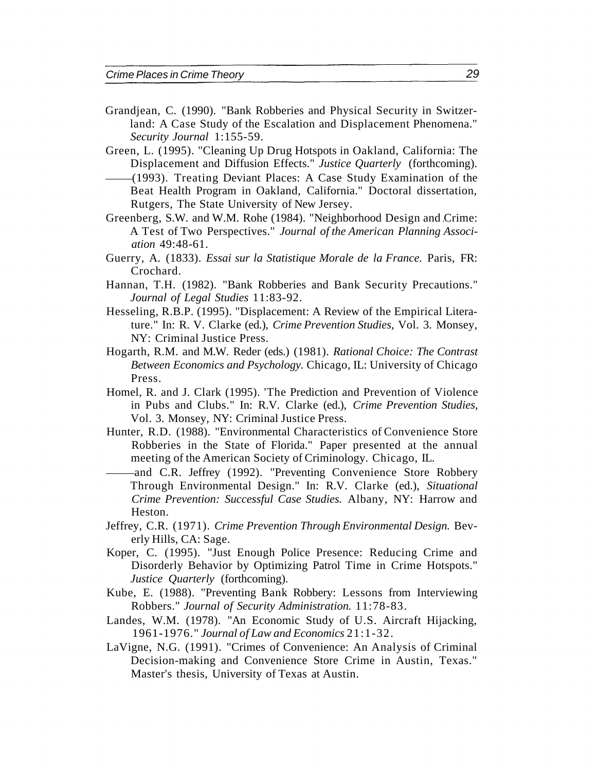Grandjean, C. (1990). "Bank Robberies and Physical Security in Switzerland: A Case Study of the Escalation and Displacement Phenomena." *Security Journal* 1:155-59.

Green, L. (1995). "Cleaning Up Drug Hotspots in Oakland, California: The Displacement and Diffusion Effects." *Justice Quarterly* (forthcoming).

——(1993). Treating Deviant Places: A Case Study Examination of the Beat Health Program in Oakland, California." Doctoral dissertation, Rutgers, The State University of New Jersey.

Greenberg, S.W. and W.M. Rohe (1984). "Neighborhood Design and Crime: A Test of Two Perspectives." *Journal of the American Planning Association* 49:48-61.

Guerry, A. (1833). *Essai sur la Statistique Morale de la France.* Paris, FR: Crochard.

Hannan, T.H. (1982). "Bank Robberies and Bank Security Precautions." *Journal of Legal Studies* 11:83-92.

Hesseling, R.B.P. (1995). "Displacement: A Review of the Empirical Literature." In: R. V. Clarke (ed.), *Crime Prevention Studies,* Vol. 3. Monsey, NY: Criminal Justice Press.

Hogarth, R.M. and M.W. Reder (eds.) (1981). *Rational Choice: The Contrast Between Economics and Psychology.* Chicago, IL: University of Chicago Press.

Homel, R. and J. Clark (1995). 'The Prediction and Prevention of Violence in Pubs and Clubs." In: R.V. Clarke (ed.), *Crime Prevention Studies,* Vol. 3. Monsey, NY: Criminal Justice Press.

Hunter, R.D. (1988). "Environmental Characteristics of Convenience Store Robberies in the State of Florida." Paper presented at the annual meeting of the American Society of Criminology. Chicago, IL.

——and C.R. Jeffrey (1992). "Preventing Convenience Store Robbery Through Environmental Design." In: R.V. Clarke (ed.), *Situational Crime Prevention: Successful Case Studies.* Albany, NY: Harrow and Heston.

Jeffrey, C.R. (1971). *Crime Prevention Through Environmental Design.* Beverly Hills, CA: Sage.

Koper, C. (1995). "Just Enough Police Presence: Reducing Crime and Disorderly Behavior by Optimizing Patrol Time in Crime Hotspots." *Justice Quarterly* (forthcoming).

Kube, E. (1988). "Preventing Bank Robbery: Lessons from Interviewing Robbers." *Journal of Security Administration.* 11:78-83.

Landes, W.M. (1978). "An Economic Study of U.S. Aircraft Hijacking, 1961-1976." *Journal of Law and Economics* 21:1-32.

LaVigne, N.G. (1991). "Crimes of Convenience: An Analysis of Criminal Decision-making and Convenience Store Crime in Austin, Texas." Master's thesis, University of Texas at Austin.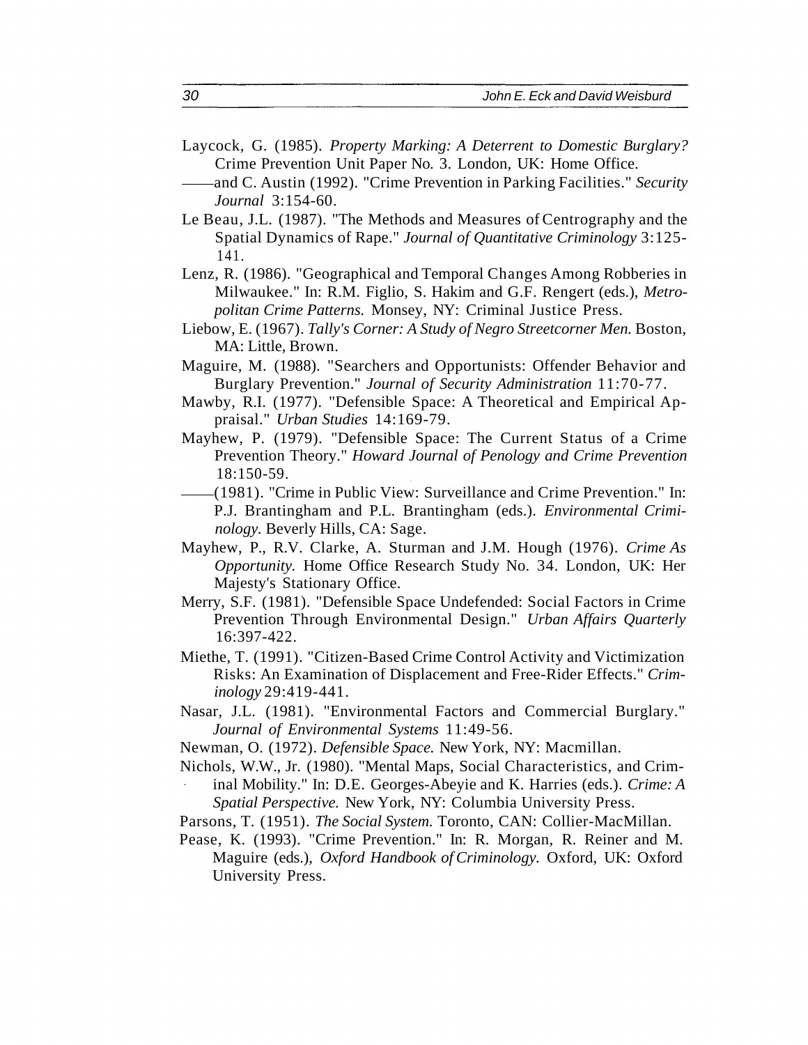Laycock, G. (1985). *Property Marking: A Deterrent to Domestic Burglary?* Crime Prevention Unit Paper No. 3. London, UK: Home Office.

——and C. Austin (1992). "Crime Prevention in Parking Facilities." *Security Journal* 3:154-60.

Le Beau, J.L. (1987). "The Methods and Measures of Centrography and the Spatial Dynamics of Rape." *Journal of Quantitative Criminology* 3:125-141.

Lenz, R. (1986). "Geographical and Temporal Changes Among Robberies in Milwaukee." In: R.M. Figlio, S. Hakim and G.F. Rengert (eds.), *Metropolitan Crime Patterns.* Monsey, NY: Criminal Justice Press.

Liebow, E. (1967). *Tally's Corner: A Study of Negro Streetcorner Men.* Boston, MA: Little, Brown.

Maguire, M. (1988). "Searchers and Opportunists: Offender Behavior and Burglary Prevention." *Journal of Security Administration* 11:70-77.

Mawby, R.I. (1977). "Defensible Space: A Theoretical and Empirical Appraisal." *Urban Studies* 14:169-79.

Mayhew, P. (1979). "Defensible Space: The Current Status of a Crime Prevention Theory." *Howard Journal of Penology and Crime Prevention* 18:150-59.

——(1981). "Crime in Public View: Surveillance and Crime Prevention." In: P.J. Brantingham and P.L. Brantingham (eds.). *Environmental Criminology.* Beverly Hills, CA: Sage.

Mayhew, P., R.V. Clarke, A. Sturman and J.M. Hough (1976). *Crime As Opportunity.* Home Office Research Study No. 34. London, UK: Her Majesty's Stationary Office.

Merry, S.F. (1981). "Defensible Space Undefended: Social Factors in Crime Prevention Through Environmental Design." *Urban Affairs Quarterly* 16:397-422.

Miethe, T. (1991). "Citizen-Based Crime Control Activity and Victimization Risks: An Examination of Displacement and Free-Rider Effects." *Criminology* 29:419-441.

Nasar, J.L. (1981). "Environmental Factors and Commercial Burglary." *Journal of Environmental Systems* 11:49-56.

Newman, O. (1972). *Defensible Space.* New York, NY: Macmillan.

Nichols, W.W., Jr. (1980). "Mental Maps, Social Characteristics, and Criminal Mobility." In: D.E. Georges-Abeyie and K. Harries (eds.). *Crime: A Spatial Perspective.* New York, NY: Columbia University Press.

Parsons, T. (1951). *The Social System.* Toronto, CAN: Collier-MacMillan.

Pease, K. (1993). "Crime Prevention." In: R. Morgan, R. Reiner and M. Maguire (eds.), *Oxford Handbook of Criminology.* Oxford, UK: Oxford University Press.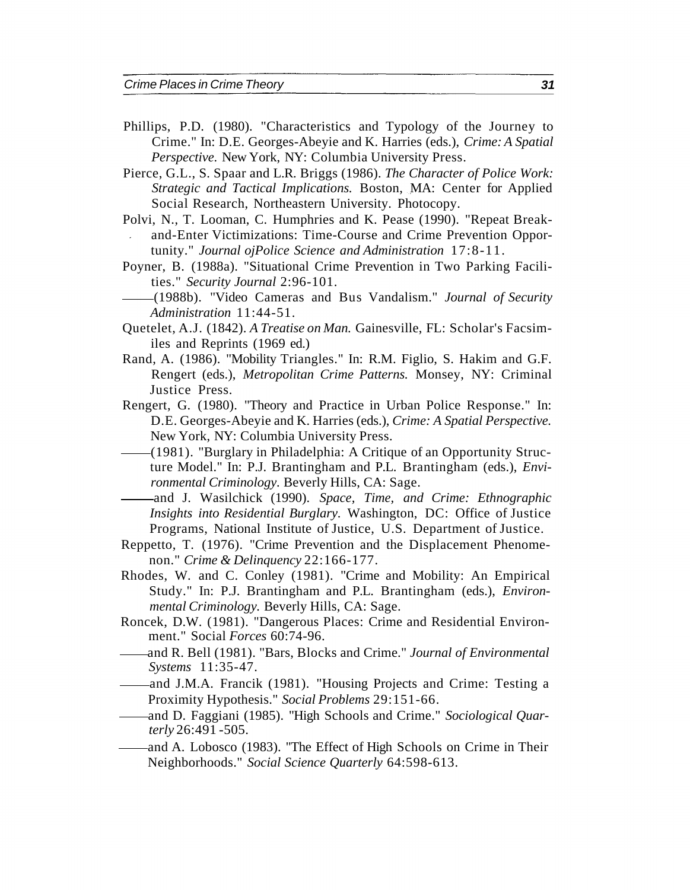Phillips, P.D. (1980). "Characteristics and Typology of the Journey to Crime." In: D.E. Georges-Abeyie and K. Harries (eds.), *Crime: A Spatial Perspective.* New York, NY: Columbia University Press.

Pierce, G.L., S. Spaar and L.R. Briggs (1986). *The Character of Police Work: Strategic and Tactical Implications.* Boston, MA: Center for Applied Social Research, Northeastern University. Photocopy.

Polvi, N., T. Looman, C. Humphries and K. Pease (1990). "Repeat Break-and-Enter Victimizations: Time-Course and Crime Prevention Opportunity." *Journal ojPolice Science and Administration* 17:8-11.

Poyner, B. (1988a). "Situational Crime Prevention in Two Parking Facilities." *Security Journal* 2:96-101.

——(1988b). "Video Cameras and Bus Vandalism." *Journal of Security Administration* 11:44-51.

Quetelet, A.J. (1842). *A Treatise on Man.* Gainesville, FL: Scholar's Facsimiles and Reprints (1969 ed.)

Rand, A. (1986). "Mobility Triangles." In: R.M. Figlio, S. Hakim and G.F. Rengert (eds.), *Metropolitan Crime Patterns.* Monsey, NY: Criminal Justice Press.

Rengert, G. (1980). "Theory and Practice in Urban Police Response." In: D.E. Georges-Abeyie and K. Harries (eds.), *Crime: A Spatial Perspective.* New York, NY: Columbia University Press.

——(1981). "Burglary in Philadelphia: A Critique of an Opportunity Structure Model." In: P.J. Brantingham and P.L. Brantingham (eds.), *Environmental Criminology.* Beverly Hills, CA: Sage.

——and J. Wasilchick (1990). *Space, Time, and Crime: Ethnographic Insights into Residential Burglary.* Washington, DC: Office of Justice Programs, National Institute of Justice, U.S. Department of Justice.

Reppetto, T. (1976). "Crime Prevention and the Displacement Phenomenon." *Crime & Delinquency* 22:166-177.

Rhodes, W. and C. Conley (1981). "Crime and Mobility: An Empirical Study." In: P.J. Brantingham and P.L. Brantingham (eds.), *Environmental Criminology.* Beverly Hills, CA: Sage.

Roncek, D.W. (1981). "Dangerous Places: Crime and Residential Environment." Social *Forces* 60:74-96.

——and R. Bell (1981). "Bars, Blocks and Crime." *Journal of Environmental Systems* 11:35-47.

——and J.M.A. Francik (1981). "Housing Projects and Crime: Testing a Proximity Hypothesis." *Social Problems* 29:151-66.

——and D. Faggiani (1985). "High Schools and Crime." *Sociological Quarterly* 26:491-505.

——and A. Lobosco (1983). "The Effect of High Schools on Crime in Their Neighborhoods." *Social Science Quarterly* 64:598-613.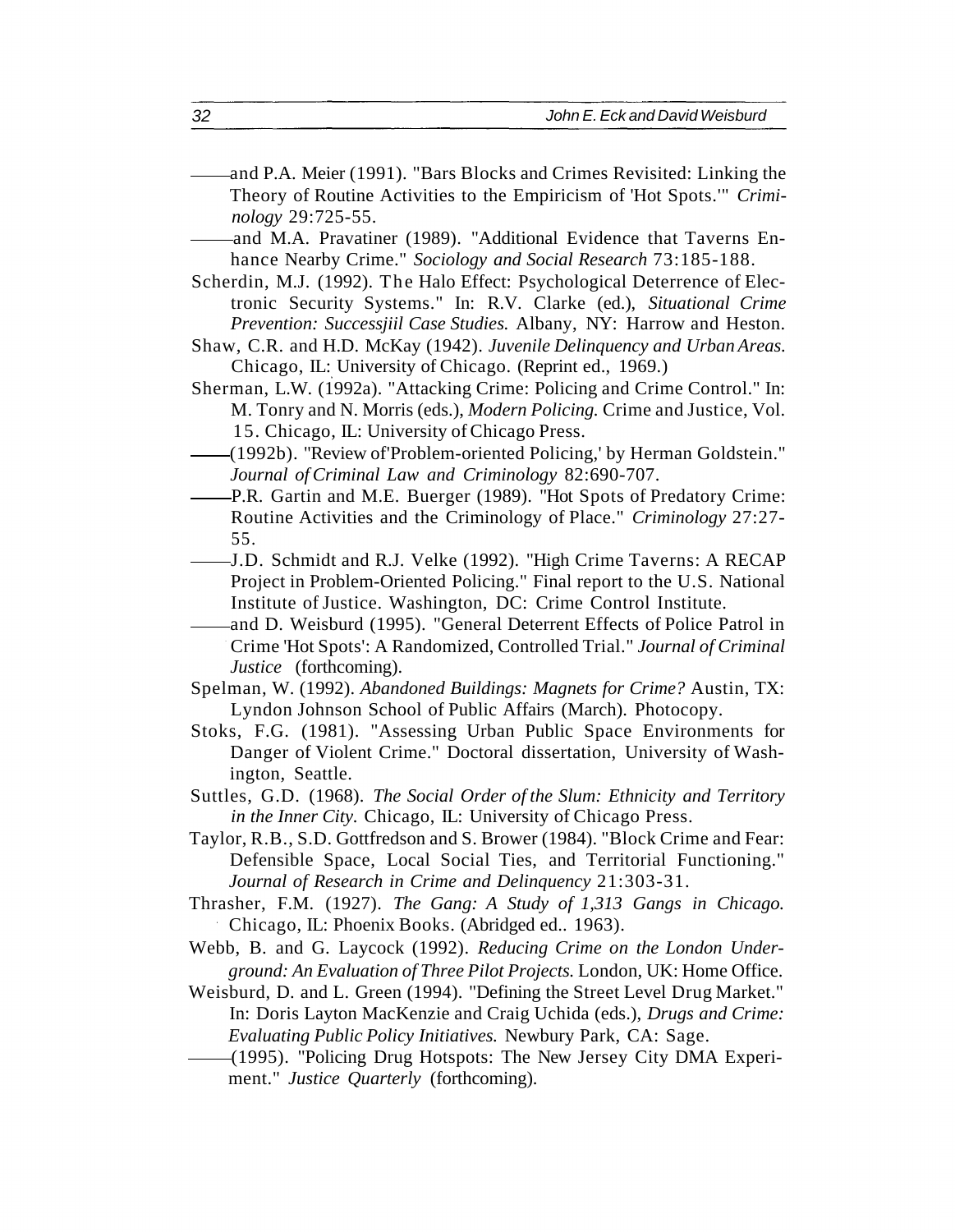——and P.A. Meier (1991). "Bars Blocks and Crimes Revisited: Linking the Theory of Routine Activities to the Empiricism of 'Hot Spots.'" *Criminology* 29:725-55.

——and M.A. Pravatiner (1989). "Additional Evidence that Taverns Enhance Nearby Crime." *Sociology and Social Research* 73:185-188.

Scherdin, M.J. (1992). The Halo Effect: Psychological Deterrence of Electronic Security Systems." In: R.V. Clarke (ed.), *Situational Crime Prevention: Successjiil Case Studies.* Albany, NY: Harrow and Heston.

Shaw, C.R. and H.D. McKay (1942). *Juvenile Delinquency and Urban Areas.* Chicago, IL: University of Chicago. (Reprint ed., 1969.)

Sherman, L.W. (1992a). "Attacking Crime: Policing and Crime Control." In: M. Tonry and N. Morris (eds.), *Modern Policing.* Crime and Justice, Vol. 15. Chicago, IL: University of Chicago Press.

——(1992b). "Review of'Problem-oriented Policing,' by Herman Goldstein." *Journal of Criminal Law and Criminology* 82:690-707.

——P.R. Gartin and M.E. Buerger (1989). "Hot Spots of Predatory Crime: Routine Activities and the Criminology of Place." *Criminology* 27:27-55.

——J.D. Schmidt and R.J. Velke (1992). "High Crime Taverns: A RECAP Project in Problem-Oriented Policing." Final report to the U.S. National Institute of Justice. Washington, DC: Crime Control Institute.

——and D. Weisburd (1995). "General Deterrent Effects of Police Patrol in Crime 'Hot Spots': A Randomized, Controlled Trial." *Journal of Criminal Justice* (forthcoming).

Spelman, W. (1992). *Abandoned Buildings: Magnets for Crime?* Austin, TX: Lyndon Johnson School of Public Affairs (March). Photocopy.

Stoks, F.G. (1981). "Assessing Urban Public Space Environments for Danger of Violent Crime." Doctoral dissertation, University of Washington, Seattle.

Suttles, G.D. (1968). *The Social Order of the Slum: Ethnicity and Territory in the Inner City.* Chicago, IL: University of Chicago Press.

Taylor, R.B., S.D. Gottfredson and S. Brower (1984). "Block Crime and Fear: Defensible Space, Local Social Ties, and Territorial Functioning." *Journal of Research in Crime and Delinquency* 21:303-31.

Thrasher, F.M. (1927). *The Gang: A Study of 1,313 Gangs in Chicago.* Chicago, IL: Phoenix Books. (Abridged ed.. 1963).

Webb, B. and G. Laycock (1992). *Reducing Crime on the London Underground: An Evaluation of Three Pilot Projects.* London, UK: Home Office.

Weisburd, D. and L. Green (1994). "Defining the Street Level Drug Market." In: Doris Layton MacKenzie and Craig Uchida (eds.), *Drugs and Crime: Evaluating Public Policy Initiatives.* Newbury Park, CA: Sage.

——(1995). "Policing Drug Hotspots: The New Jersey City DMA Experiment." *Justice Quarterly* (forthcoming).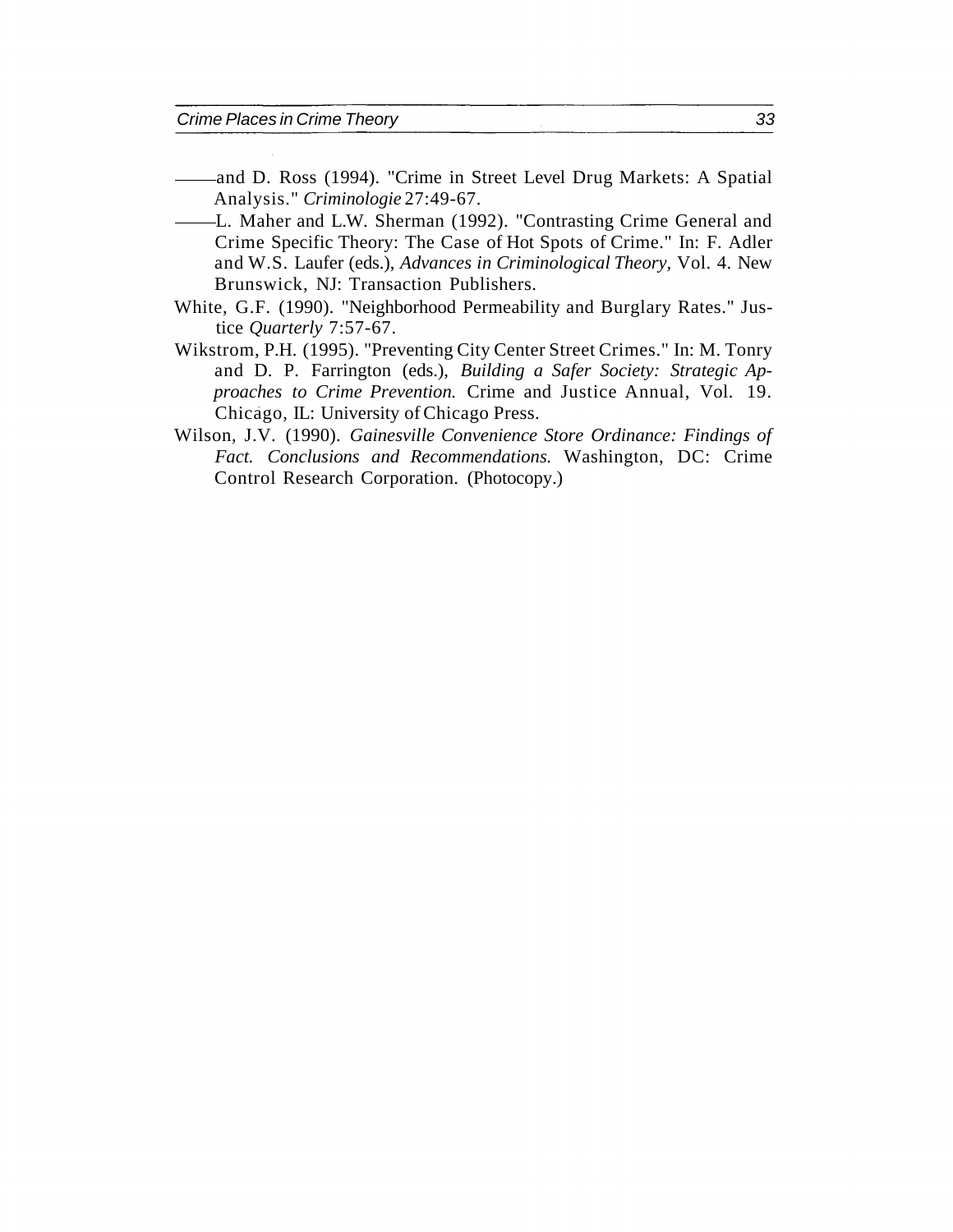——and D. Ross (1994). "Crime in Street Level Drug Markets: A Spatial Analysis." *Criminologie* 27:49-67.

——L. Maher and L.W. Sherman (1992). "Contrasting Crime General and Crime Specific Theory: The Case of Hot Spots of Crime." In: F. Adler and W.S. Laufer (eds.), *Advances in Criminological Theory,* Vol. 4. New Brunswick, NJ: Transaction Publishers.

White, G.F. (1990). "Neighborhood Permeability and Burglary Rates." Justice *Quarterly* 7:57-67.

Wikstrom, P.H. (1995). "Preventing City Center Street Crimes." In: M. Tonry and D. P. Farrington (eds.), *Building a Safer Society: Strategic Approaches to Crime Prevention.* Crime and Justice Annual, Vol. 19. Chicago, IL: University of Chicago Press.

Wilson, J.V. (1990). *Gainesville Convenience Store Ordinance: Findings of Fact. Conclusions and Recommendations.* Washington, DC: Crime Control Research Corporation. (Photocopy.)